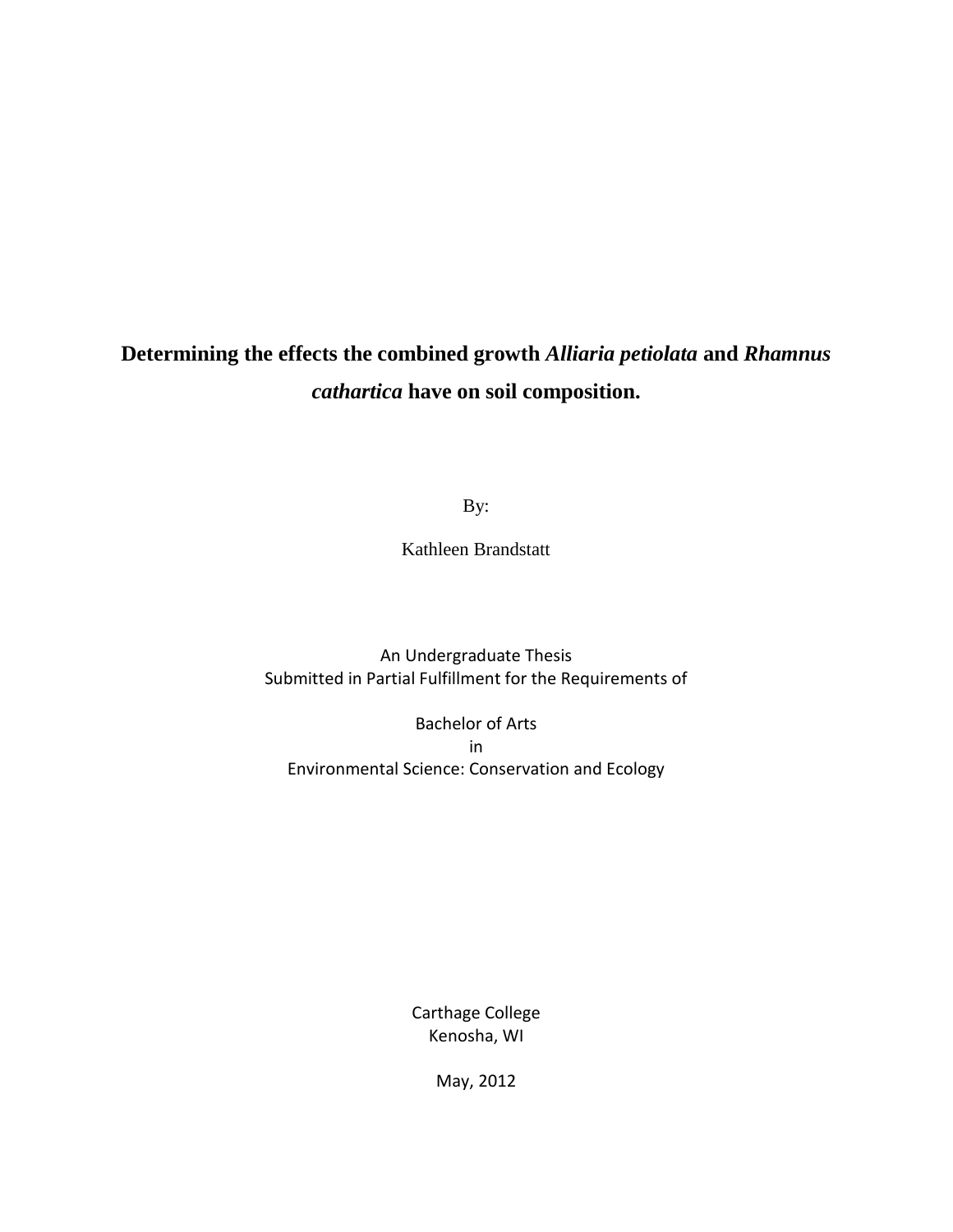# **Determining the effects the combined growth *Alliaria petiolata* and *Rhamnus cathartica* have on soil composition.**

By:

Kathleen Brandstatt

An Undergraduate Thesis
Submitted in Partial Fulfillment for the Requirements of

Bachelor of Arts
in
Environmental Science: Conservation and Ecology

Carthage College
Kenosha, WI

May, 2012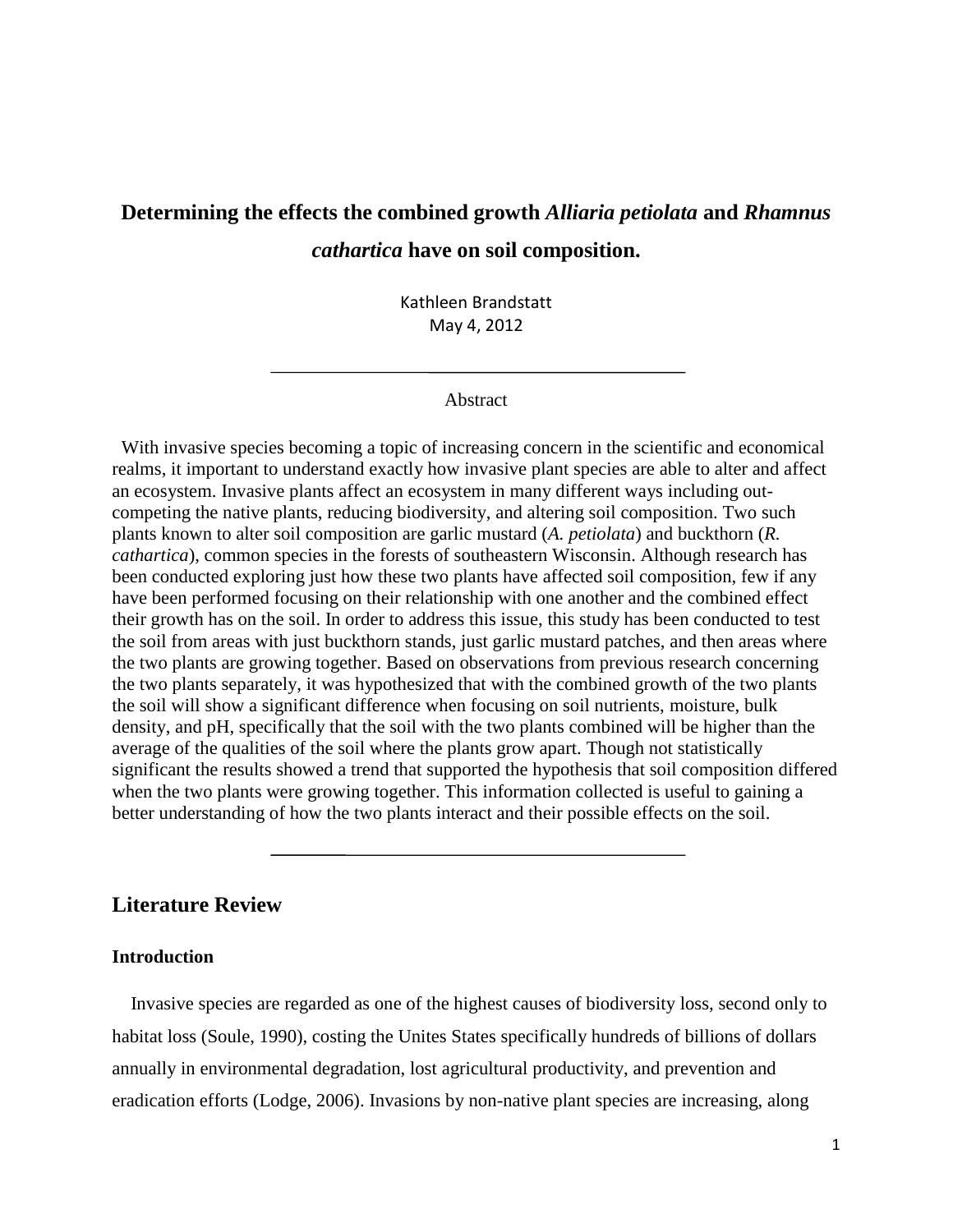# Determining the effects the combined growth *Alliaria petiolata* and *Rhamnus cathartica* have on soil composition.

Kathleen Brandstatt
May 4, 2012

---

Abstract

With invasive species becoming a topic of increasing concern in the scientific and economical realms, it important to understand exactly how invasive plant species are able to alter and affect an ecosystem. Invasive plants affect an ecosystem in many different ways including out-competing the native plants, reducing biodiversity, and altering soil composition. Two such plants known to alter soil composition are garlic mustard (*A. petiolata*) and buckthorn (*R. cathartica*), common species in the forests of southeastern Wisconsin. Although research has been conducted exploring just how these two plants have affected soil composition, few if any have been performed focusing on their relationship with one another and the combined effect their growth has on the soil. In order to address this issue, this study has been conducted to test the soil from areas with just buckthorn stands, just garlic mustard patches, and then areas where the two plants are growing together. Based on observations from previous research concerning the two plants separately, it was hypothesized that with the combined growth of the two plants the soil will show a significant difference when focusing on soil nutrients, moisture, bulk density, and pH, specifically that the soil with the two plants combined will be higher than the average of the qualities of the soil where the plants grow apart. Though not statistically significant the results showed a trend that supported the hypothesis that soil composition differed when the two plants were growing together. This information collected is useful to gaining a better understanding of how the two plants interact and their possible effects on the soil.

---

## Literature Review

### Introduction

Invasive species are regarded as one of the highest causes of biodiversity loss, second only to habitat loss (Soule, 1990), costing the Unites States specifically hundreds of billions of dollars annually in environmental degradation, lost agricultural productivity, and prevention and eradication efforts (Lodge, 2006). Invasions by non-native plant species are increasing, along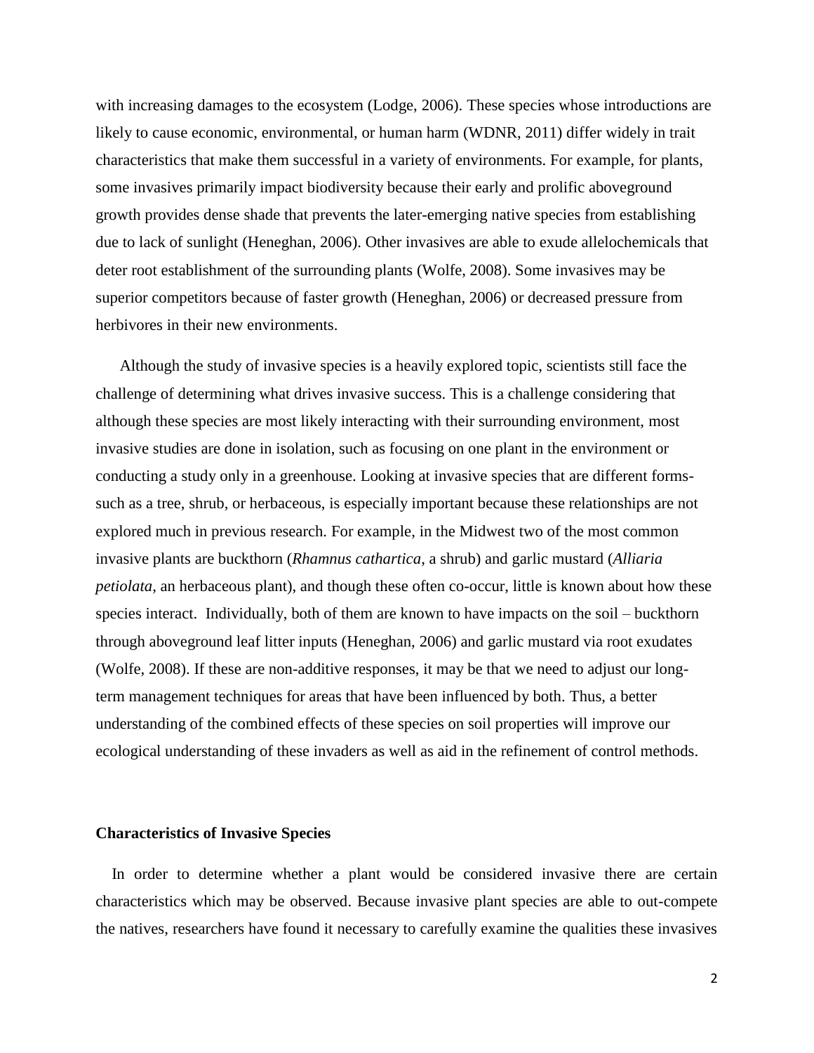with increasing damages to the ecosystem (Lodge, 2006). These species whose introductions are likely to cause economic, environmental, or human harm (WDNR, 2011) differ widely in trait characteristics that make them successful in a variety of environments. For example, for plants, some invasives primarily impact biodiversity because their early and prolific aboveground growth provides dense shade that prevents the later-emerging native species from establishing due to lack of sunlight (Heneghan, 2006). Other invasives are able to exude allelochemicals that deter root establishment of the surrounding plants (Wolfe, 2008). Some invasives may be superior competitors because of faster growth (Heneghan, 2006) or decreased pressure from herbivores in their new environments.

Although the study of invasive species is a heavily explored topic, scientists still face the challenge of determining what drives invasive success. This is a challenge considering that although these species are most likely interacting with their surrounding environment, most invasive studies are done in isolation, such as focusing on one plant in the environment or conducting a study only in a greenhouse. Looking at invasive species that are different forms- such as a tree, shrub, or herbaceous, is especially important because these relationships are not explored much in previous research. For example, in the Midwest two of the most common invasive plants are buckthorn (*Rhamnus cathartica*, a shrub) and garlic mustard (*Alliaria petiolata*, an herbaceous plant), and though these often co-occur, little is known about how these species interact. Individually, both of them are known to have impacts on the soil – buckthorn through aboveground leaf litter inputs (Heneghan, 2006) and garlic mustard via root exudates (Wolfe, 2008). If these are non-additive responses, it may be that we need to adjust our long-term management techniques for areas that have been influenced by both. Thus, a better understanding of the combined effects of these species on soil properties will improve our ecological understanding of these invaders as well as aid in the refinement of control methods.

### Characteristics of Invasive Species

In order to determine whether a plant would be considered invasive there are certain characteristics which may be observed. Because invasive plant species are able to out-compete the natives, researchers have found it necessary to carefully examine the qualities these invasives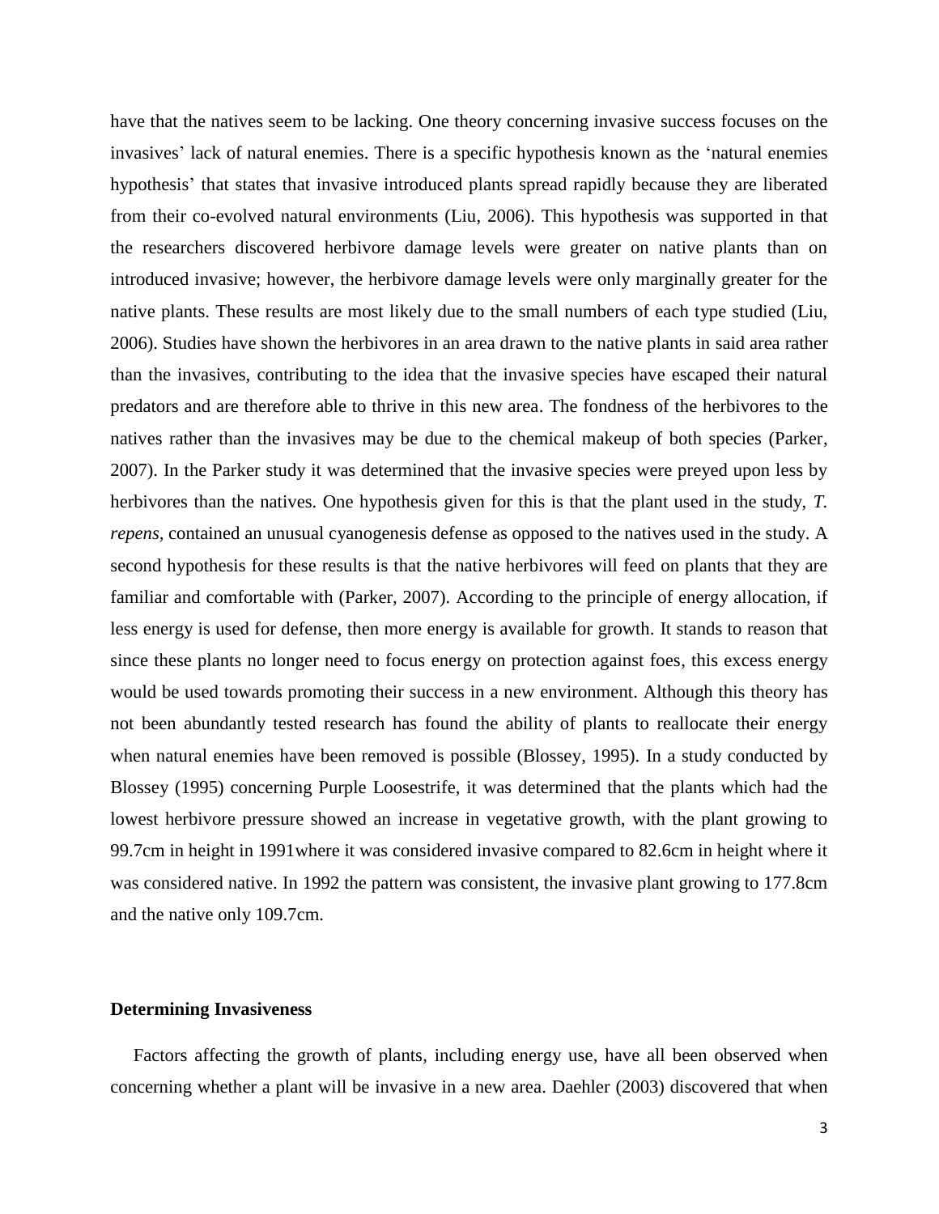have that the natives seem to be lacking. One theory concerning invasive success focuses on the invasives' lack of natural enemies. There is a specific hypothesis known as the 'natural enemies hypothesis' that states that invasive introduced plants spread rapidly because they are liberated from their co-evolved natural environments (Liu, 2006). This hypothesis was supported in that the researchers discovered herbivore damage levels were greater on native plants than on introduced invasive; however, the herbivore damage levels were only marginally greater for the native plants. These results are most likely due to the small numbers of each type studied (Liu, 2006). Studies have shown the herbivores in an area drawn to the native plants in said area rather than the invasives, contributing to the idea that the invasive species have escaped their natural predators and are therefore able to thrive in this new area. The fondness of the herbivores to the natives rather than the invasives may be due to the chemical makeup of both species (Parker, 2007). In the Parker study it was determined that the invasive species were preyed upon less by herbivores than the natives. One hypothesis given for this is that the plant used in the study, *T. repens*, contained an unusual cyanogenesis defense as opposed to the natives used in the study. A second hypothesis for these results is that the native herbivores will feed on plants that they are familiar and comfortable with (Parker, 2007). According to the principle of energy allocation, if less energy is used for defense, then more energy is available for growth. It stands to reason that since these plants no longer need to focus energy on protection against foes, this excess energy would be used towards promoting their success in a new environment. Although this theory has not been abundantly tested research has found the ability of plants to reallocate their energy when natural enemies have been removed is possible (Blossey, 1995). In a study conducted by Blossey (1995) concerning Purple Loosestrife, it was determined that the plants which had the lowest herbivore pressure showed an increase in vegetative growth, with the plant growing to 99.7cm in height in 1991where it was considered invasive compared to 82.6cm in height where it was considered native. In 1992 the pattern was consistent, the invasive plant growing to 177.8cm and the native only 109.7cm.

## Determining Invasiveness

Factors affecting the growth of plants, including energy use, have all been observed when concerning whether a plant will be invasive in a new area. Daehler (2003) discovered that when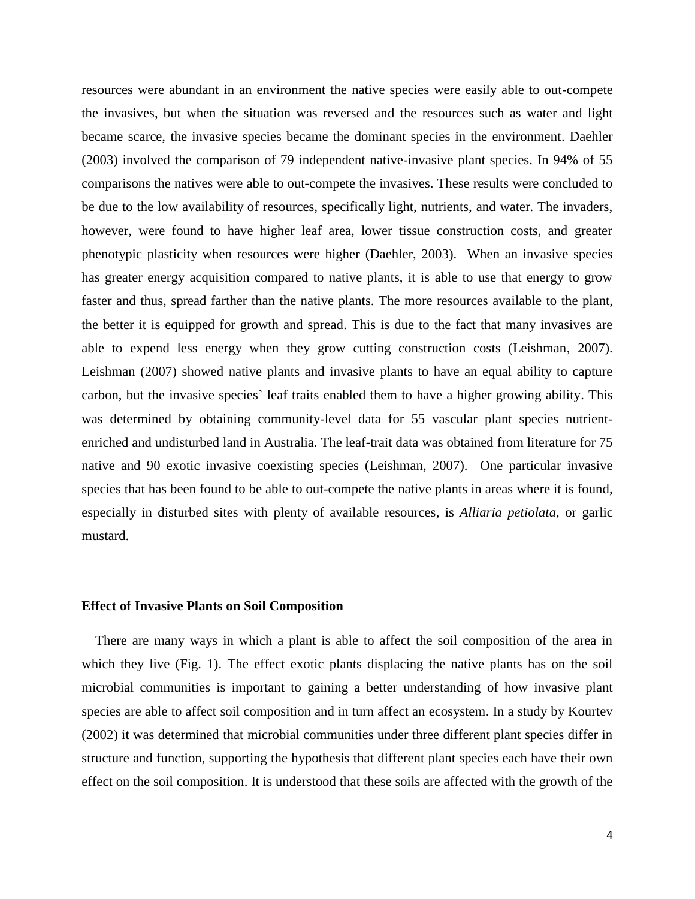resources were abundant in an environment the native species were easily able to out-compete the invasives, but when the situation was reversed and the resources such as water and light became scarce, the invasive species became the dominant species in the environment. Daehler (2003) involved the comparison of 79 independent native-invasive plant species. In 94% of 55 comparisons the natives were able to out-compete the invasives. These results were concluded to be due to the low availability of resources, specifically light, nutrients, and water. The invaders, however, were found to have higher leaf area, lower tissue construction costs, and greater phenotypic plasticity when resources were higher (Daehler, 2003). When an invasive species has greater energy acquisition compared to native plants, it is able to use that energy to grow faster and thus, spread farther than the native plants. The more resources available to the plant, the better it is equipped for growth and spread. This is due to the fact that many invasives are able to expend less energy when they grow cutting construction costs (Leishman, 2007). Leishman (2007) showed native plants and invasive plants to have an equal ability to capture carbon, but the invasive species' leaf traits enabled them to have a higher growing ability. This was determined by obtaining community-level data for 55 vascular plant species nutrient-enriched and undisturbed land in Australia. The leaf-trait data was obtained from literature for 75 native and 90 exotic invasive coexisting species (Leishman, 2007). One particular invasive species that has been found to be able to out-compete the native plants in areas where it is found, especially in disturbed sites with plenty of available resources, is *Alliaria petiolata*, or garlic mustard.

### Effect of Invasive Plants on Soil Composition

There are many ways in which a plant is able to affect the soil composition of the area in which they live (Fig. 1). The effect exotic plants displacing the native plants has on the soil microbial communities is important to gaining a better understanding of how invasive plant species are able to affect soil composition and in turn affect an ecosystem. In a study by Kourtev (2002) it was determined that microbial communities under three different plant species differ in structure and function, supporting the hypothesis that different plant species each have their own effect on the soil composition. It is understood that these soils are affected with the growth of the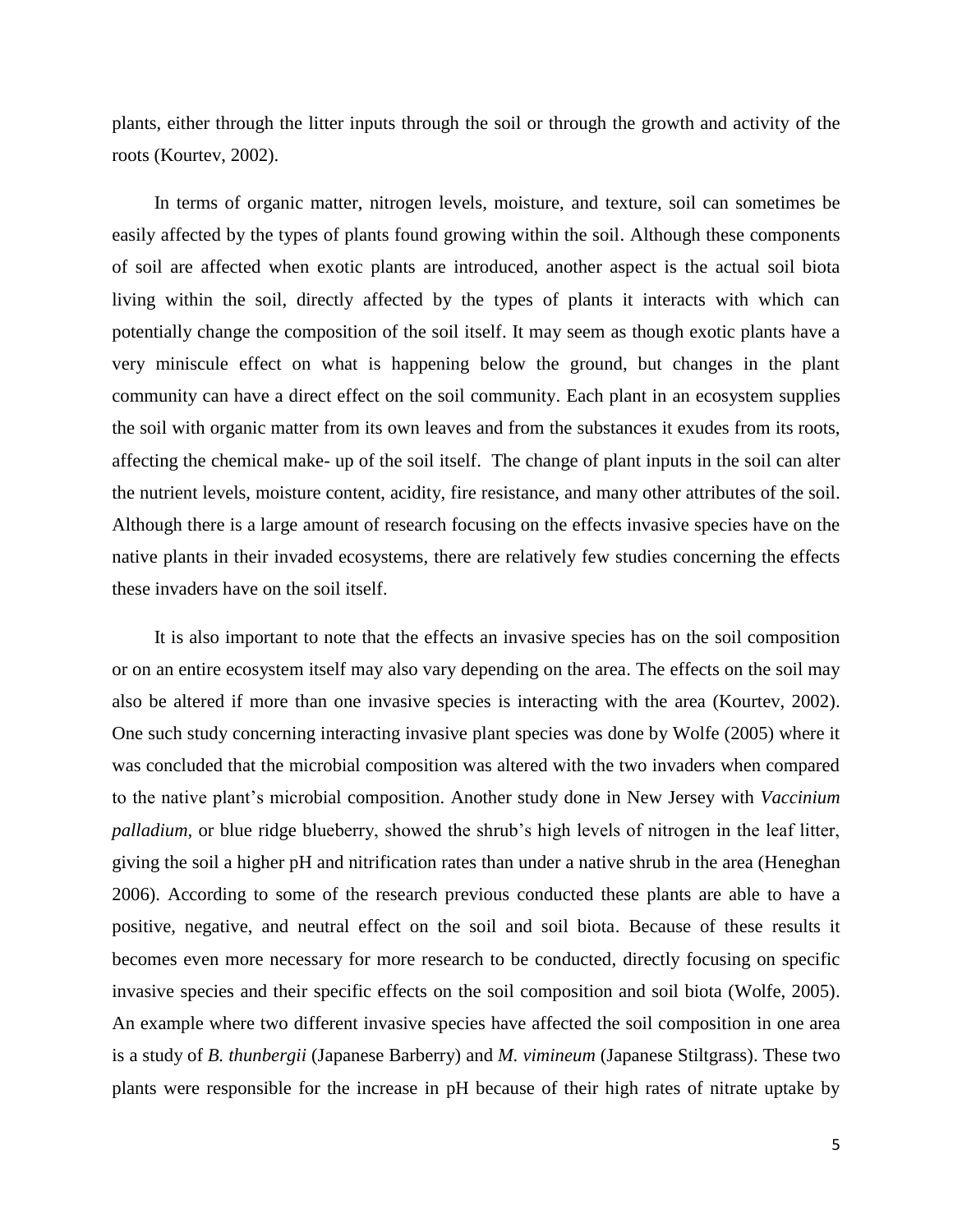plants, either through the litter inputs through the soil or through the growth and activity of the roots (Kourtev, 2002).

In terms of organic matter, nitrogen levels, moisture, and texture, soil can sometimes be easily affected by the types of plants found growing within the soil. Although these components of soil are affected when exotic plants are introduced, another aspect is the actual soil biota living within the soil, directly affected by the types of plants it interacts with which can potentially change the composition of the soil itself. It may seem as though exotic plants have a very miniscule effect on what is happening below the ground, but changes in the plant community can have a direct effect on the soil community. Each plant in an ecosystem supplies the soil with organic matter from its own leaves and from the substances it exudes from its roots, affecting the chemical make- up of the soil itself. The change of plant inputs in the soil can alter the nutrient levels, moisture content, acidity, fire resistance, and many other attributes of the soil. Although there is a large amount of research focusing on the effects invasive species have on the native plants in their invaded ecosystems, there are relatively few studies concerning the effects these invaders have on the soil itself.

It is also important to note that the effects an invasive species has on the soil composition or on an entire ecosystem itself may also vary depending on the area. The effects on the soil may also be altered if more than one invasive species is interacting with the area (Kourtev, 2002). One such study concerning interacting invasive plant species was done by Wolfe (2005) where it was concluded that the microbial composition was altered with the two invaders when compared to the native plant's microbial composition. Another study done in New Jersey with *Vaccinium palladium,* or blue ridge blueberry, showed the shrub's high levels of nitrogen in the leaf litter, giving the soil a higher pH and nitrification rates than under a native shrub in the area (Heneghan 2006). According to some of the research previous conducted these plants are able to have a positive, negative, and neutral effect on the soil and soil biota. Because of these results it becomes even more necessary for more research to be conducted, directly focusing on specific invasive species and their specific effects on the soil composition and soil biota (Wolfe, 2005). An example where two different invasive species have affected the soil composition in one area is a study of *B. thunbergii* (Japanese Barberry) and *M. vimineum* (Japanese Stiltgrass). These two plants were responsible for the increase in pH because of their high rates of nitrate uptake by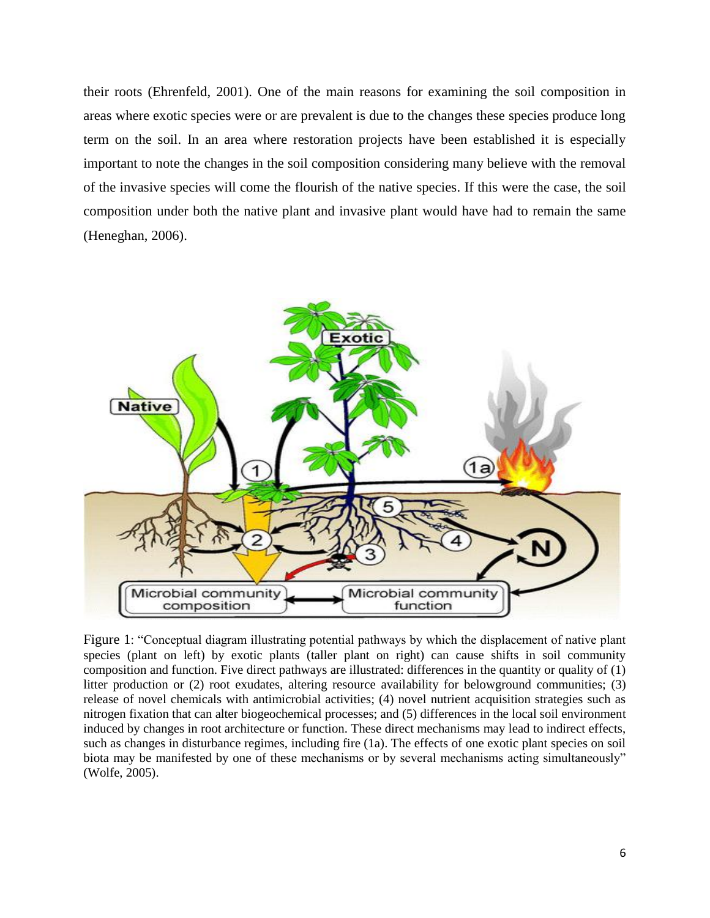their roots (Ehrenfeld, 2001). One of the main reasons for examining the soil composition in areas where exotic species were or are prevalent is due to the changes these species produce long term on the soil. In an area where restoration projects have been established it is especially important to note the changes in the soil composition considering many believe with the removal of the invasive species will come the flourish of the native species. If this were the case, the soil composition under both the native plant and invasive plant would have had to remain the same (Heneghan, 2006).

Figure 1: "Conceptual diagram illustrating potential pathways by which the displacement of native plant species (plant on left) by exotic plants (taller plant on right) can cause shifts in soil community composition and function. Five direct pathways are illustrated: differences in the quantity or quality of (1) litter production or (2) root exudates, altering resource availability for belowground communities; (3) release of novel chemicals with antimicrobial activities; (4) novel nutrient acquisition strategies such as nitrogen fixation that can alter biogeochemical processes; and (5) differences in the local soil environment induced by changes in root architecture or function. These direct mechanisms may lead to indirect effects, such as changes in disturbance regimes, including fire (1a). The effects of one exotic plant species on soil biota may be manifested by one of these mechanisms or by several mechanisms acting simultaneously" (Wolfe, 2005).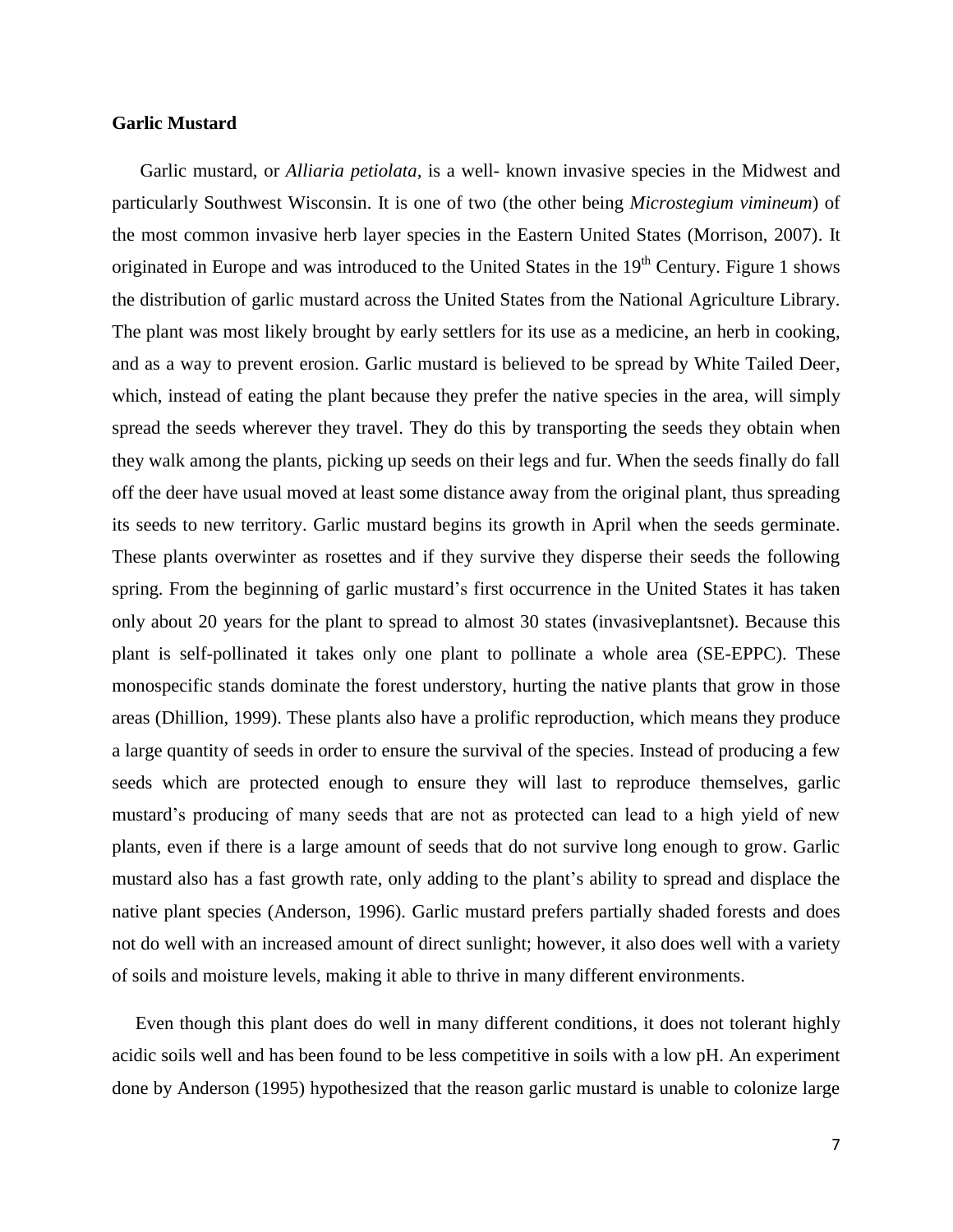**Garlic Mustard**

Garlic mustard, or *Alliaria petiolata,* is a well- known invasive species in the Midwest and particularly Southwest Wisconsin. It is one of two (the other being *Microstegium vimineum*) of the most common invasive herb layer species in the Eastern United States (Morrison, 2007). It originated in Europe and was introduced to the United States in the 19th Century. Figure 1 shows the distribution of garlic mustard across the United States from the National Agriculture Library. The plant was most likely brought by early settlers for its use as a medicine, an herb in cooking, and as a way to prevent erosion. Garlic mustard is believed to be spread by White Tailed Deer, which, instead of eating the plant because they prefer the native species in the area, will simply spread the seeds wherever they travel. They do this by transporting the seeds they obtain when they walk among the plants, picking up seeds on their legs and fur. When the seeds finally do fall off the deer have usual moved at least some distance away from the original plant, thus spreading its seeds to new territory. Garlic mustard begins its growth in April when the seeds germinate. These plants overwinter as rosettes and if they survive they disperse their seeds the following spring. From the beginning of garlic mustard's first occurrence in the United States it has taken only about 20 years for the plant to spread to almost 30 states (invasiveplantsnet). Because this plant is self-pollinated it takes only one plant to pollinate a whole area (SE-EPPC). These monospecific stands dominate the forest understory, hurting the native plants that grow in those areas (Dhillion, 1999). These plants also have a prolific reproduction, which means they produce a large quantity of seeds in order to ensure the survival of the species. Instead of producing a few seeds which are protected enough to ensure they will last to reproduce themselves, garlic mustard's producing of many seeds that are not as protected can lead to a high yield of new plants, even if there is a large amount of seeds that do not survive long enough to grow. Garlic mustard also has a fast growth rate, only adding to the plant's ability to spread and displace the native plant species (Anderson, 1996). Garlic mustard prefers partially shaded forests and does not do well with an increased amount of direct sunlight; however, it also does well with a variety of soils and moisture levels, making it able to thrive in many different environments.

Even though this plant does do well in many different conditions, it does not tolerant highly acidic soils well and has been found to be less competitive in soils with a low pH. An experiment done by Anderson (1995) hypothesized that the reason garlic mustard is unable to colonize large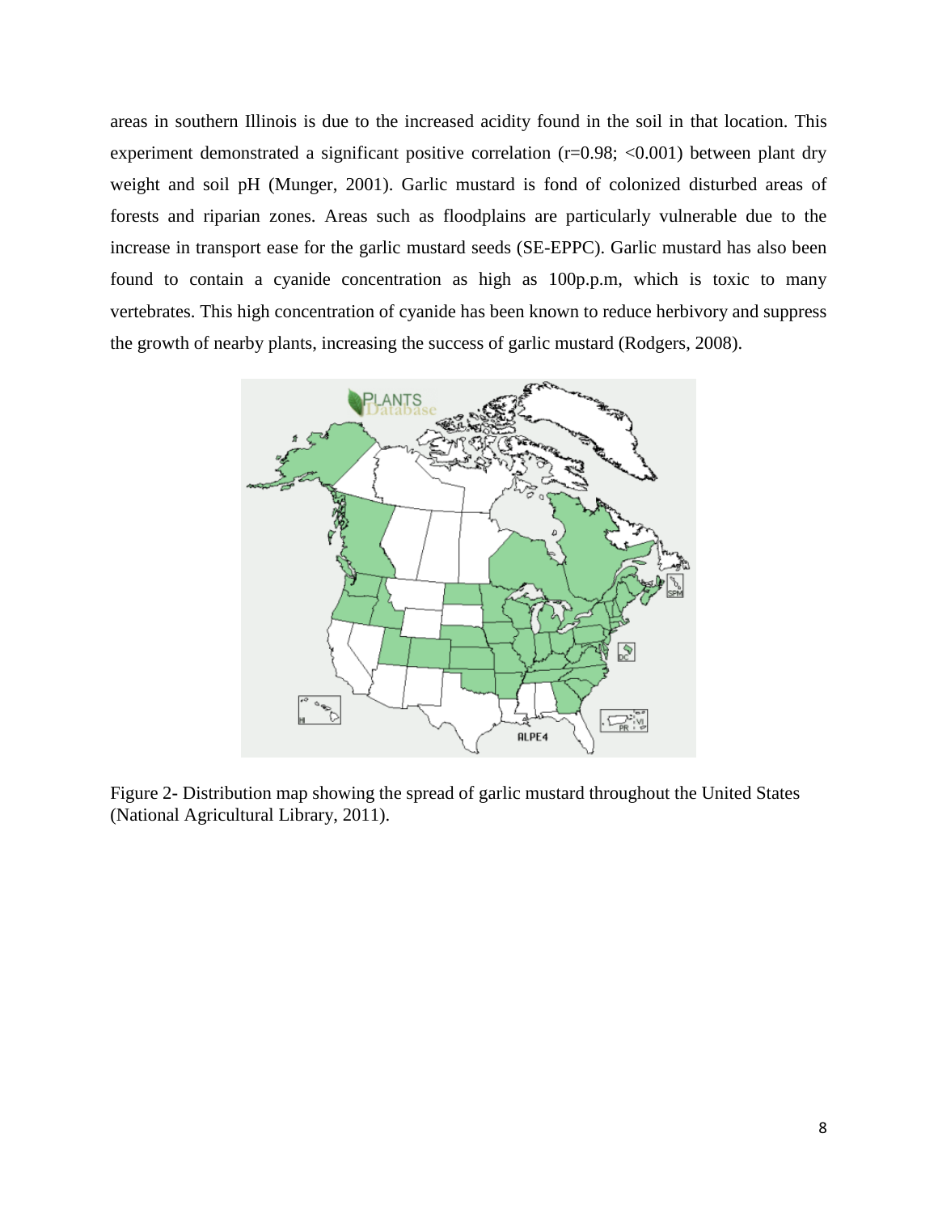areas in southern Illinois is due to the increased acidity found in the soil in that location. This experiment demonstrated a significant positive correlation ($r=0.98$; $<0.001$) between plant dry weight and soil pH (Munger, 2001). Garlic mustard is fond of colonized disturbed areas of forests and riparian zones. Areas such as floodplains are particularly vulnerable due to the increase in transport ease for the garlic mustard seeds (SE-EPPC). Garlic mustard has also been found to contain a cyanide concentration as high as 100p.p.m, which is toxic to many vertebrates. This high concentration of cyanide has been known to reduce herbivory and suppress the growth of nearby plants, increasing the success of garlic mustard (Rodgers, 2008).

Figure 2- Distribution map showing the spread of garlic mustard throughout the United States (National Agricultural Library, 2011).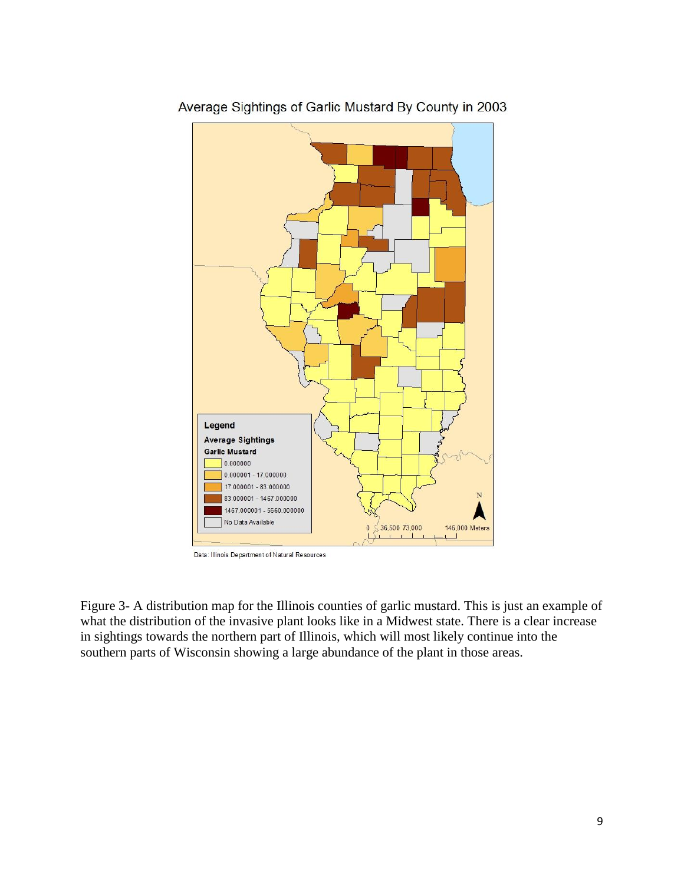Average Sightings of Garlic Mustard By County in 2003

Legend

Average Sightings

Garlic Mustard

- 0.000000
- 0.000001 - 17.000000
- 17.000001 - 83.000000
- 83.000001 - 1467.000000
- 1467.000001 - 5660.000000
- No Data Available

0 36,500 73,000 146,000 Meters

Data: Illinois Department of Natural Resources

Figure 3- A distribution map for the Illinois counties of garlic mustard. This is just an example of what the distribution of the invasive plant looks like in a Midwest state. There is a clear increase in sightings towards the northern part of Illinois, which will most likely continue into the southern parts of Wisconsin showing a large abundance of the plant in those areas.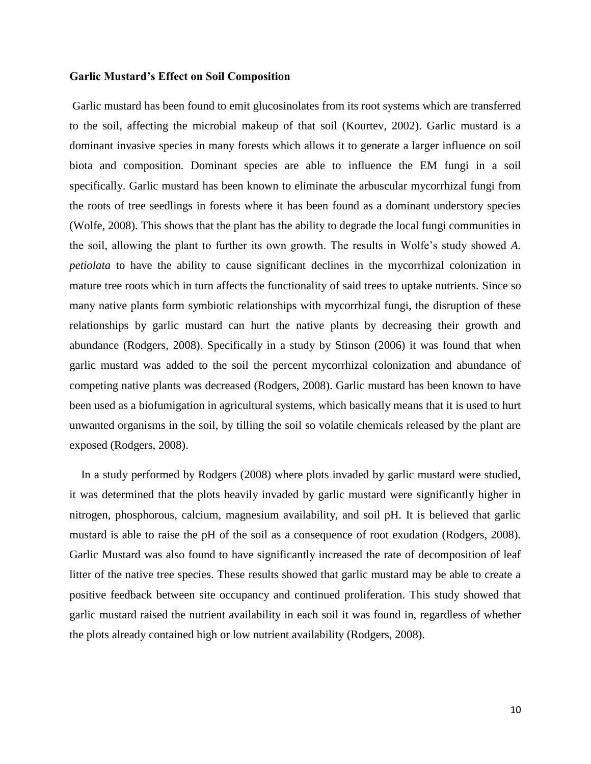**Garlic Mustard's Effect on Soil Composition**

Garlic mustard has been found to emit glucosinolates from its root systems which are transferred to the soil, affecting the microbial makeup of that soil (Kourtev, 2002). Garlic mustard is a dominant invasive species in many forests which allows it to generate a larger influence on soil biota and composition. Dominant species are able to influence the EM fungi in a soil specifically. Garlic mustard has been known to eliminate the arbuscular mycorrhizal fungi from the roots of tree seedlings in forests where it has been found as a dominant understory species (Wolfe, 2008). This shows that the plant has the ability to degrade the local fungi communities in the soil, allowing the plant to further its own growth. The results in Wolfe's study showed *A. petiolata* to have the ability to cause significant declines in the mycorrhizal colonization in mature tree roots which in turn affects the functionality of said trees to uptake nutrients. Since so many native plants form symbiotic relationships with mycorrhizal fungi, the disruption of these relationships by garlic mustard can hurt the native plants by decreasing their growth and abundance (Rodgers, 2008). Specifically in a study by Stinson (2006) it was found that when garlic mustard was added to the soil the percent mycorrhizal colonization and abundance of competing native plants was decreased (Rodgers, 2008). Garlic mustard has been known to have been used as a biofumigation in agricultural systems, which basically means that it is used to hurt unwanted organisms in the soil, by tilling the soil so volatile chemicals released by the plant are exposed (Rodgers, 2008).

In a study performed by Rodgers (2008) where plots invaded by garlic mustard were studied, it was determined that the plots heavily invaded by garlic mustard were significantly higher in nitrogen, phosphorous, calcium, magnesium availability, and soil pH. It is believed that garlic mustard is able to raise the pH of the soil as a consequence of root exudation (Rodgers, 2008). Garlic Mustard was also found to have significantly increased the rate of decomposition of leaf litter of the native tree species. These results showed that garlic mustard may be able to create a positive feedback between site occupancy and continued proliferation. This study showed that garlic mustard raised the nutrient availability in each soil it was found in, regardless of whether the plots already contained high or low nutrient availability (Rodgers, 2008).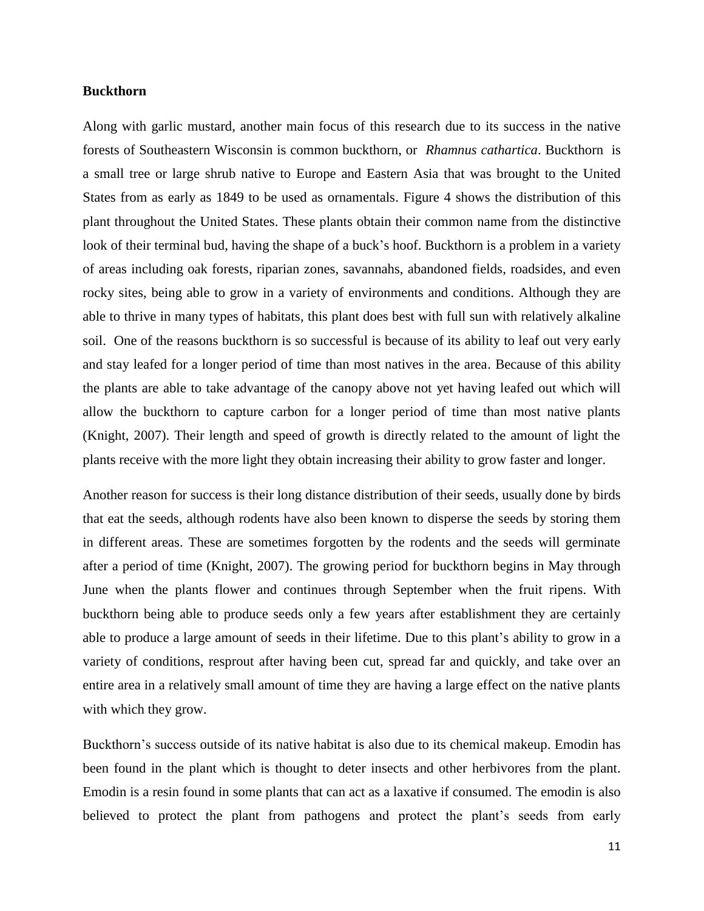### Buckthorn

Along with garlic mustard, another main focus of this research due to its success in the native forests of Southeastern Wisconsin is common buckthorn, or *Rhamnus cathartica*. Buckthorn is a small tree or large shrub native to Europe and Eastern Asia that was brought to the United States from as early as 1849 to be used as ornamentals. Figure 4 shows the distribution of this plant throughout the United States. These plants obtain their common name from the distinctive look of their terminal bud, having the shape of a buck's hoof. Buckthorn is a problem in a variety of areas including oak forests, riparian zones, savannahs, abandoned fields, roadsides, and even rocky sites, being able to grow in a variety of environments and conditions. Although they are able to thrive in many types of habitats, this plant does best with full sun with relatively alkaline soil. One of the reasons buckthorn is so successful is because of its ability to leaf out very early and stay leafed for a longer period of time than most natives in the area. Because of this ability the plants are able to take advantage of the canopy above not yet having leafed out which will allow the buckthorn to capture carbon for a longer period of time than most native plants (Knight, 2007). Their length and speed of growth is directly related to the amount of light the plants receive with the more light they obtain increasing their ability to grow faster and longer.

Another reason for success is their long distance distribution of their seeds, usually done by birds that eat the seeds, although rodents have also been known to disperse the seeds by storing them in different areas. These are sometimes forgotten by the rodents and the seeds will germinate after a period of time (Knight, 2007). The growing period for buckthorn begins in May through June when the plants flower and continues through September when the fruit ripens. With buckthorn being able to produce seeds only a few years after establishment they are certainly able to produce a large amount of seeds in their lifetime. Due to this plant's ability to grow in a variety of conditions, resprout after having been cut, spread far and quickly, and take over an entire area in a relatively small amount of time they are having a large effect on the native plants with which they grow.

Buckthorn's success outside of its native habitat is also due to its chemical makeup. Emodin has been found in the plant which is thought to deter insects and other herbivores from the plant. Emodin is a resin found in some plants that can act as a laxative if consumed. The emodin is also believed to protect the plant from pathogens and protect the plant's seeds from early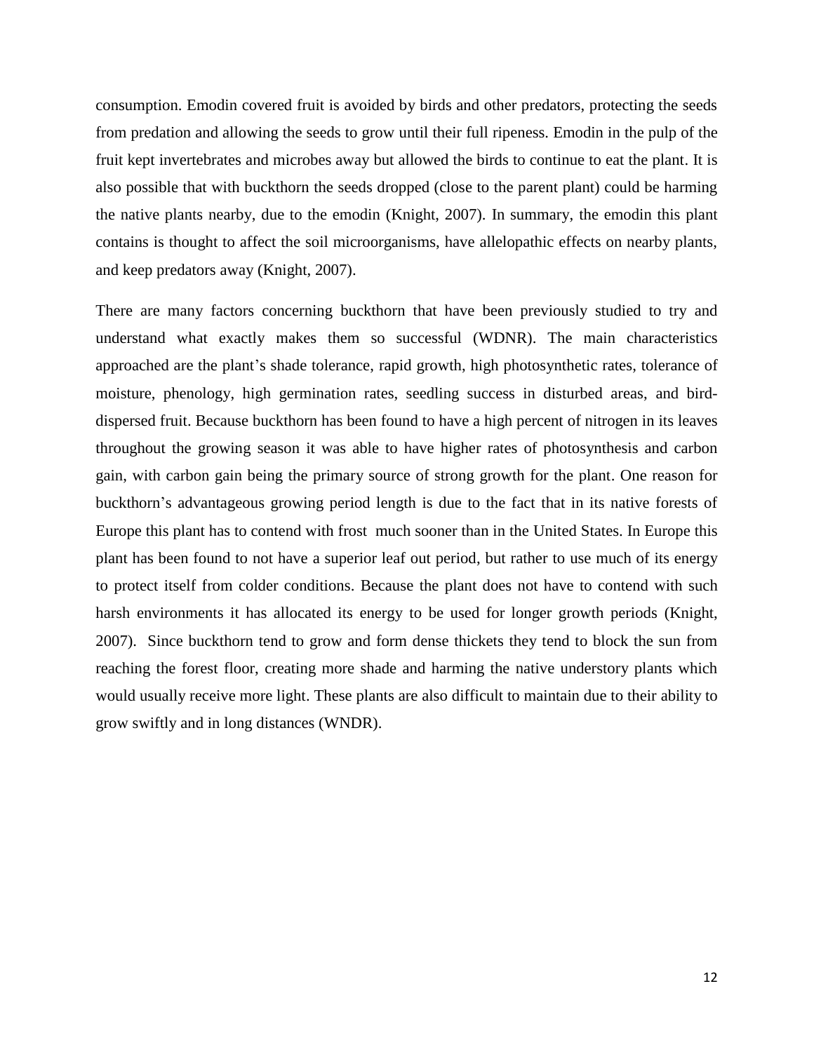consumption. Emodin covered fruit is avoided by birds and other predators, protecting the seeds from predation and allowing the seeds to grow until their full ripeness. Emodin in the pulp of the fruit kept invertebrates and microbes away but allowed the birds to continue to eat the plant. It is also possible that with buckthorn the seeds dropped (close to the parent plant) could be harming the native plants nearby, due to the emodin (Knight, 2007). In summary, the emodin this plant contains is thought to affect the soil microorganisms, have allelopathic effects on nearby plants, and keep predators away (Knight, 2007).

There are many factors concerning buckthorn that have been previously studied to try and understand what exactly makes them so successful (WDNR). The main characteristics approached are the plant's shade tolerance, rapid growth, high photosynthetic rates, tolerance of moisture, phenology, high germination rates, seedling success in disturbed areas, and bird-dispersed fruit. Because buckthorn has been found to have a high percent of nitrogen in its leaves throughout the growing season it was able to have higher rates of photosynthesis and carbon gain, with carbon gain being the primary source of strong growth for the plant. One reason for buckthorn's advantageous growing period length is due to the fact that in its native forests of Europe this plant has to contend with frost much sooner than in the United States. In Europe this plant has been found to not have a superior leaf out period, but rather to use much of its energy to protect itself from colder conditions. Because the plant does not have to contend with such harsh environments it has allocated its energy to be used for longer growth periods (Knight, 2007). Since buckthorn tend to grow and form dense thickets they tend to block the sun from reaching the forest floor, creating more shade and harming the native understory plants which would usually receive more light. These plants are also difficult to maintain due to their ability to grow swiftly and in long distances (WNDR).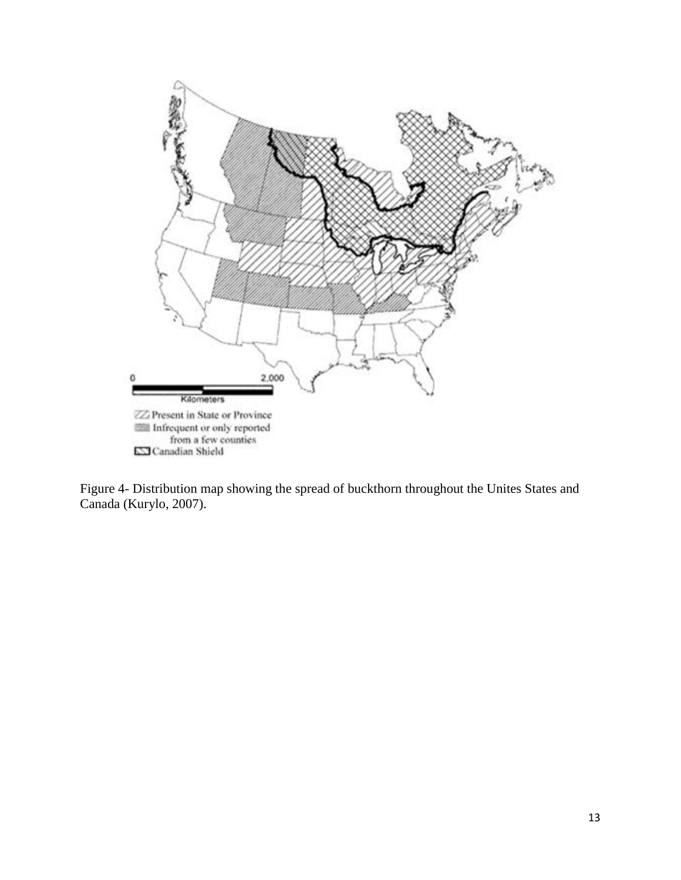Figure 4- Distribution map showing the spread of buckthorn throughout the Unites States and Canada (Kurylo, 2007).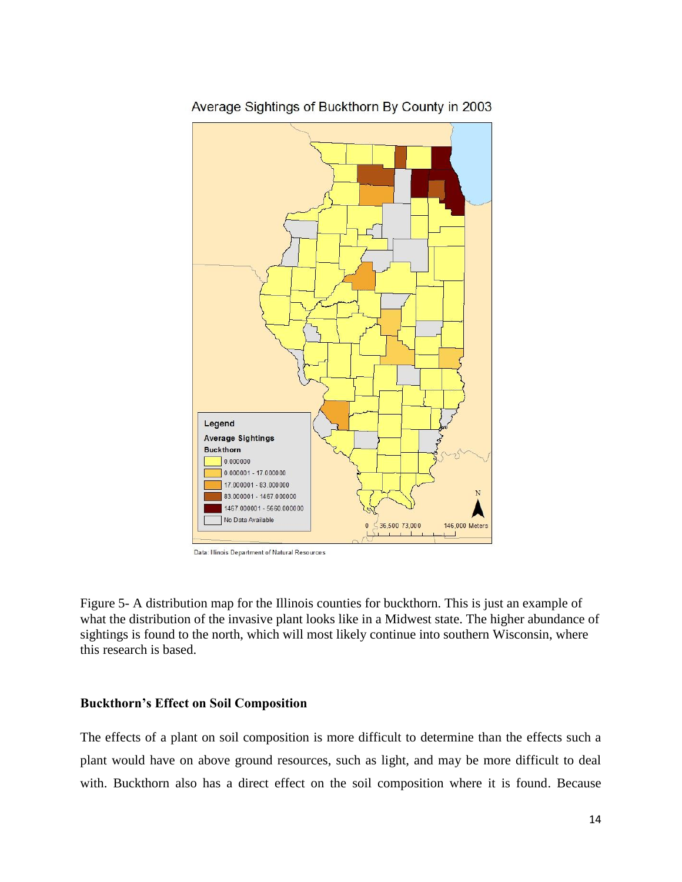Figure 5- A distribution map for the Illinois counties for buckthorn. This is just an example of what the distribution of the invasive plant looks like in a Midwest state. The higher abundance of sightings is found to the north, which will most likely continue into southern Wisconsin, where this research is based.

### Buckthorn's Effect on Soil Composition

The effects of a plant on soil composition is more difficult to determine than the effects such a plant would have on above ground resources, such as light, and may be more difficult to deal with. Buckthorn also has a direct effect on the soil composition where it is found. Because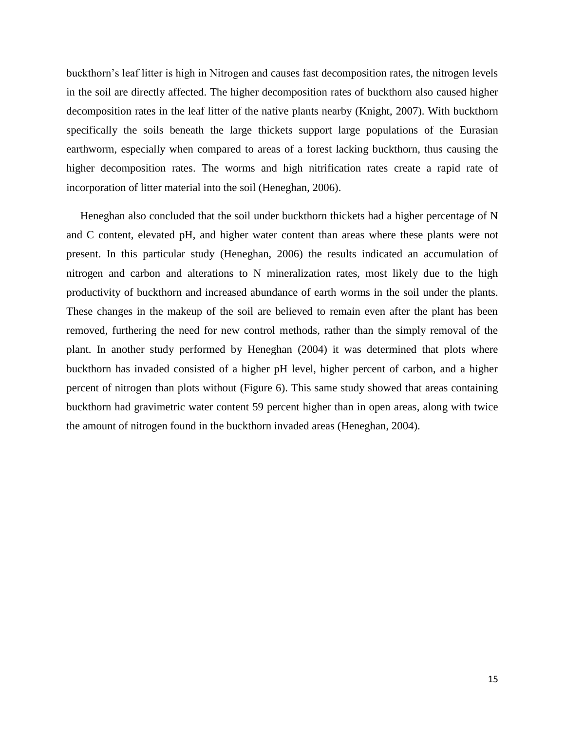buckthorn's leaf litter is high in Nitrogen and causes fast decomposition rates, the nitrogen levels in the soil are directly affected. The higher decomposition rates of buckthorn also caused higher decomposition rates in the leaf litter of the native plants nearby (Knight, 2007). With buckthorn specifically the soils beneath the large thickets support large populations of the Eurasian earthworm, especially when compared to areas of a forest lacking buckthorn, thus causing the higher decomposition rates. The worms and high nitrification rates create a rapid rate of incorporation of litter material into the soil (Heneghan, 2006).

Heneghan also concluded that the soil under buckthorn thickets had a higher percentage of N and C content, elevated pH, and higher water content than areas where these plants were not present. In this particular study (Heneghan, 2006) the results indicated an accumulation of nitrogen and carbon and alterations to N mineralization rates, most likely due to the high productivity of buckthorn and increased abundance of earth worms in the soil under the plants. These changes in the makeup of the soil are believed to remain even after the plant has been removed, furthering the need for new control methods, rather than the simply removal of the plant. In another study performed by Heneghan (2004) it was determined that plots where buckthorn has invaded consisted of a higher pH level, higher percent of carbon, and a higher percent of nitrogen than plots without (Figure 6). This same study showed that areas containing buckthorn had gravimetric water content 59 percent higher than in open areas, along with twice the amount of nitrogen found in the buckthorn invaded areas (Heneghan, 2004).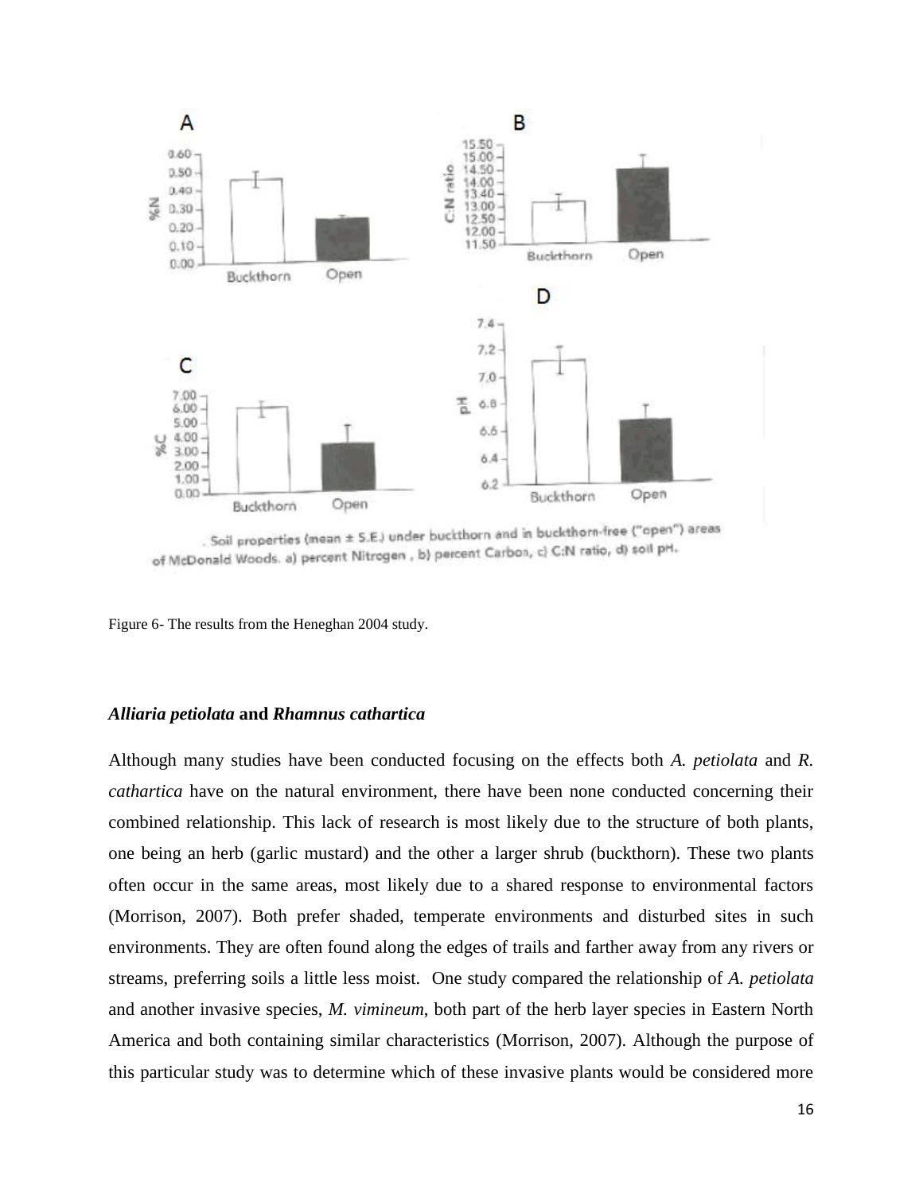Figure 6- The results from the Heneghan 2004 study.

### *Alliaria petiolata* and *Rhamnus cathartica*

Although many studies have been conducted focusing on the effects both *A. petiolata* and *R. cathartica* have on the natural environment, there have been none conducted concerning their combined relationship. This lack of research is most likely due to the structure of both plants, one being an herb (garlic mustard) and the other a larger shrub (buckthorn). These two plants often occur in the same areas, most likely due to a shared response to environmental factors (Morrison, 2007). Both prefer shaded, temperate environments and disturbed sites in such environments. They are often found along the edges of trails and farther away from any rivers or streams, preferring soils a little less moist. One study compared the relationship of *A. petiolata* and another invasive species, *M. vimineum*, both part of the herb layer species in Eastern North America and both containing similar characteristics (Morrison, 2007). Although the purpose of this particular study was to determine which of these invasive plants would be considered more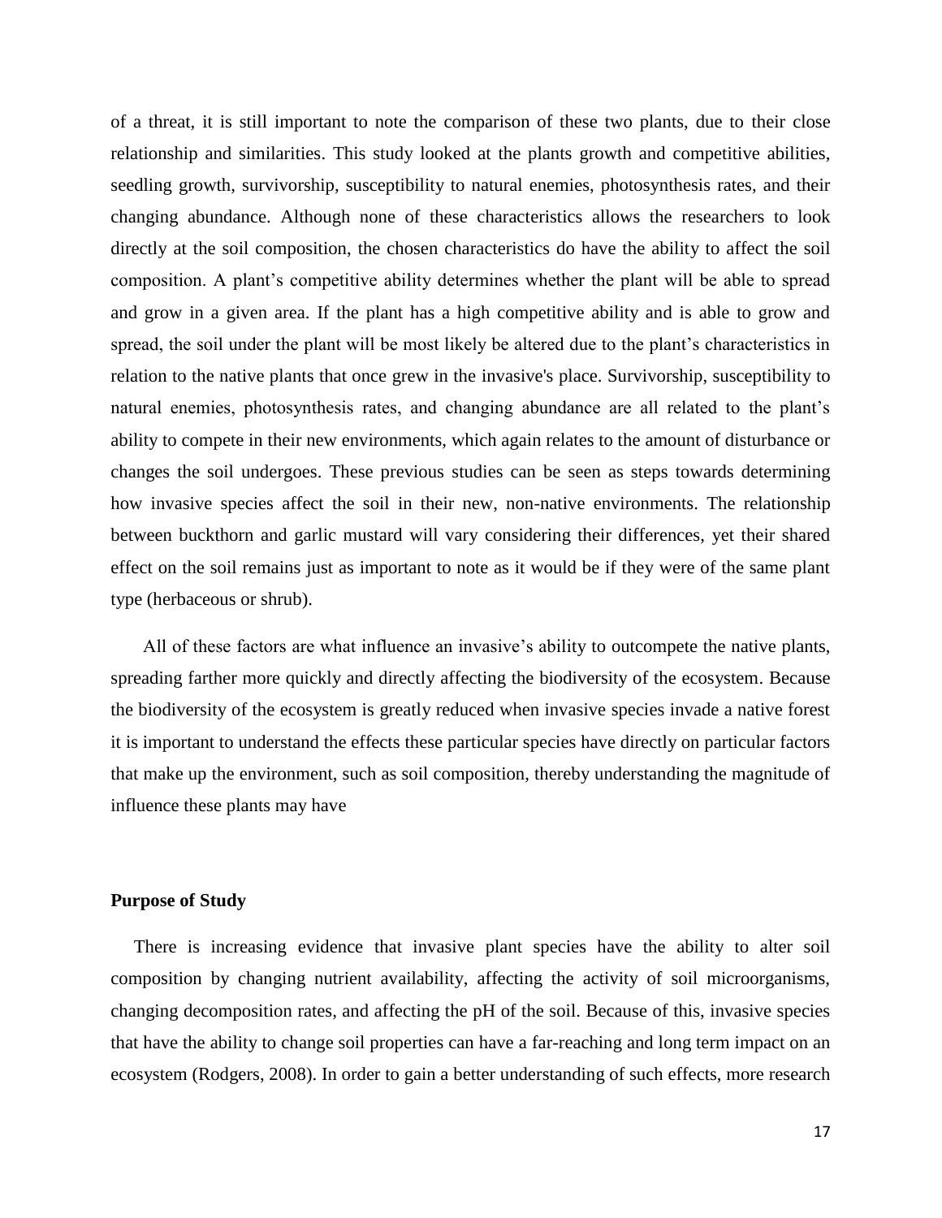of a threat, it is still important to note the comparison of these two plants, due to their close relationship and similarities. This study looked at the plants growth and competitive abilities, seedling growth, survivorship, susceptibility to natural enemies, photosynthesis rates, and their changing abundance. Although none of these characteristics allows the researchers to look directly at the soil composition, the chosen characteristics do have the ability to affect the soil composition. A plant's competitive ability determines whether the plant will be able to spread and grow in a given area. If the plant has a high competitive ability and is able to grow and spread, the soil under the plant will be most likely be altered due to the plant's characteristics in relation to the native plants that once grew in the invasive's place. Survivorship, susceptibility to natural enemies, photosynthesis rates, and changing abundance are all related to the plant's ability to compete in their new environments, which again relates to the amount of disturbance or changes the soil undergoes. These previous studies can be seen as steps towards determining how invasive species affect the soil in their new, non-native environments. The relationship between buckthorn and garlic mustard will vary considering their differences, yet their shared effect on the soil remains just as important to note as it would be if they were of the same plant type (herbaceous or shrub).

All of these factors are what influence an invasive's ability to outcompete the native plants, spreading farther more quickly and directly affecting the biodiversity of the ecosystem. Because the biodiversity of the ecosystem is greatly reduced when invasive species invade a native forest it is important to understand the effects these particular species have directly on particular factors that make up the environment, such as soil composition, thereby understanding the magnitude of influence these plants may have

**Purpose of Study**

There is increasing evidence that invasive plant species have the ability to alter soil composition by changing nutrient availability, affecting the activity of soil microorganisms, changing decomposition rates, and affecting the pH of the soil. Because of this, invasive species that have the ability to change soil properties can have a far-reaching and long term impact on an ecosystem (Rodgers, 2008). In order to gain a better understanding of such effects, more research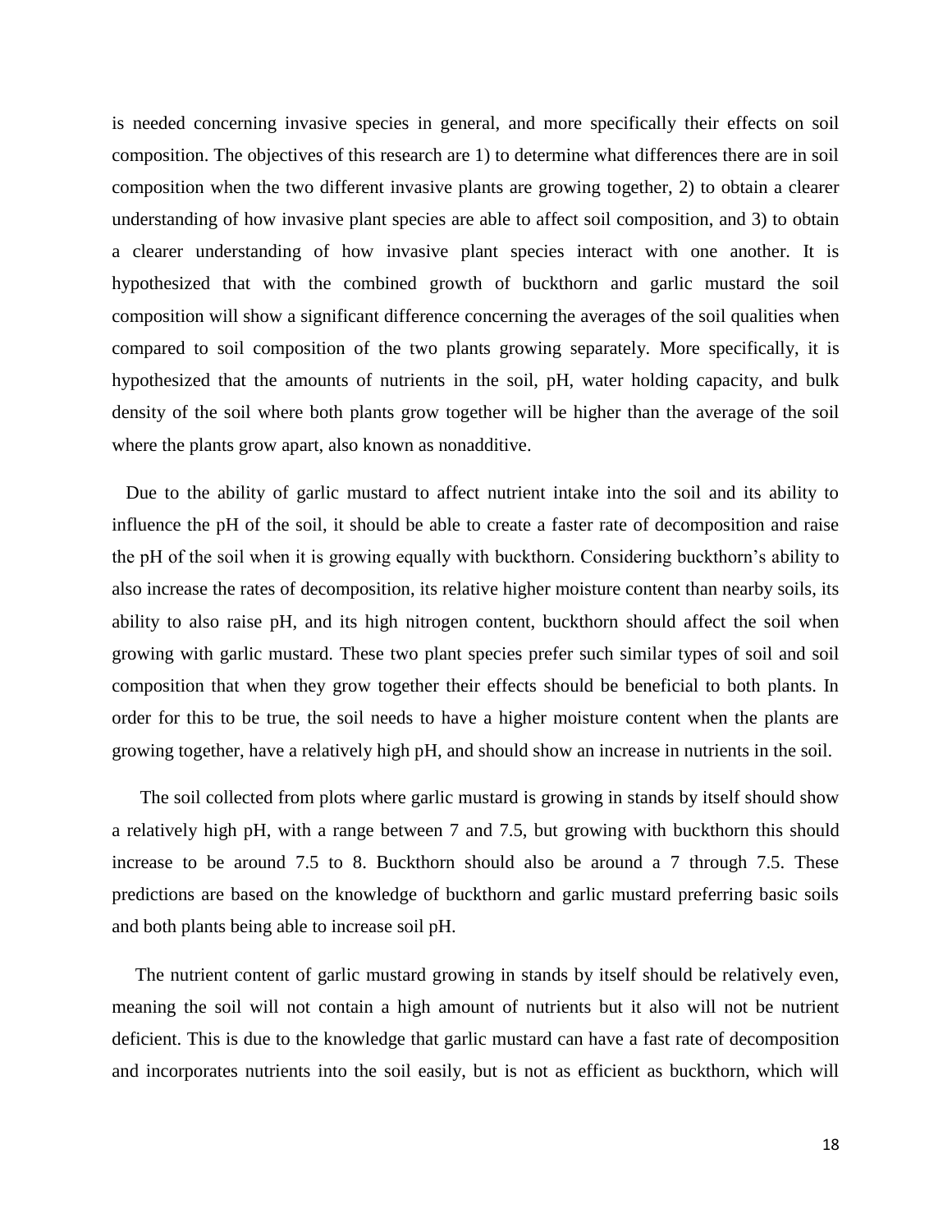is needed concerning invasive species in general, and more specifically their effects on soil composition. The objectives of this research are 1) to determine what differences there are in soil composition when the two different invasive plants are growing together, 2) to obtain a clearer understanding of how invasive plant species are able to affect soil composition, and 3) to obtain a clearer understanding of how invasive plant species interact with one another. It is hypothesized that with the combined growth of buckthorn and garlic mustard the soil composition will show a significant difference concerning the averages of the soil qualities when compared to soil composition of the two plants growing separately. More specifically, it is hypothesized that the amounts of nutrients in the soil, pH, water holding capacity, and bulk density of the soil where both plants grow together will be higher than the average of the soil where the plants grow apart, also known as nonadditive.

Due to the ability of garlic mustard to affect nutrient intake into the soil and its ability to influence the pH of the soil, it should be able to create a faster rate of decomposition and raise the pH of the soil when it is growing equally with buckthorn. Considering buckthorn's ability to also increase the rates of decomposition, its relative higher moisture content than nearby soils, its ability to also raise pH, and its high nitrogen content, buckthorn should affect the soil when growing with garlic mustard. These two plant species prefer such similar types of soil and soil composition that when they grow together their effects should be beneficial to both plants. In order for this to be true, the soil needs to have a higher moisture content when the plants are growing together, have a relatively high pH, and should show an increase in nutrients in the soil.

The soil collected from plots where garlic mustard is growing in stands by itself should show a relatively high pH, with a range between 7 and 7.5, but growing with buckthorn this should increase to be around 7.5 to 8. Buckthorn should also be around a 7 through 7.5. These predictions are based on the knowledge of buckthorn and garlic mustard preferring basic soils and both plants being able to increase soil pH.

The nutrient content of garlic mustard growing in stands by itself should be relatively even, meaning the soil will not contain a high amount of nutrients but it also will not be nutrient deficient. This is due to the knowledge that garlic mustard can have a fast rate of decomposition and incorporates nutrients into the soil easily, but is not as efficient as buckthorn, which will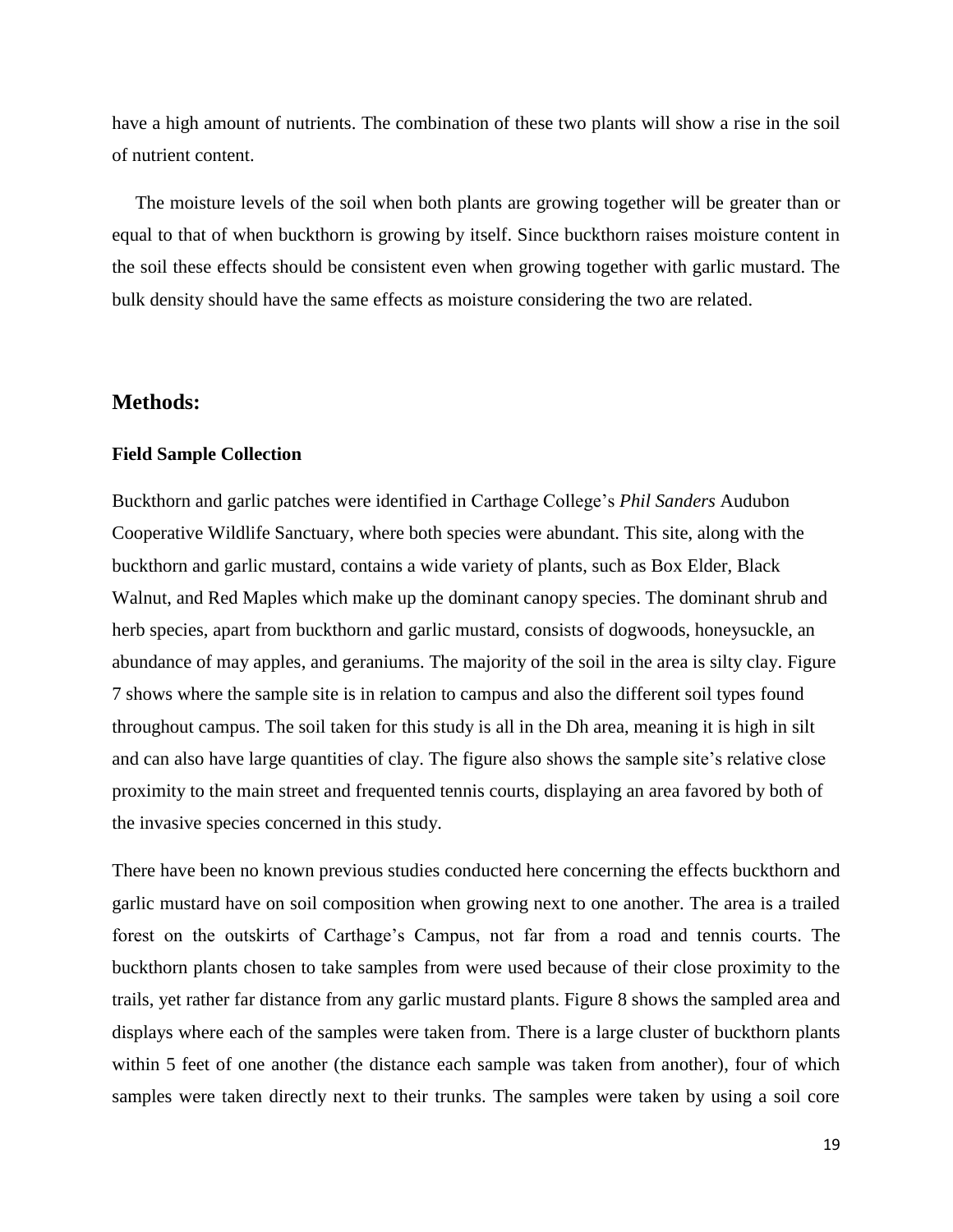have a high amount of nutrients. The combination of these two plants will show a rise in the soil of nutrient content.

The moisture levels of the soil when both plants are growing together will be greater than or equal to that of when buckthorn is growing by itself. Since buckthorn raises moisture content in the soil these effects should be consistent even when growing together with garlic mustard. The bulk density should have the same effects as moisture considering the two are related.

## Methods:

### Field Sample Collection

Buckthorn and garlic patches were identified in Carthage College's *Phil Sanders* Audubon Cooperative Wildlife Sanctuary, where both species were abundant. This site, along with the buckthorn and garlic mustard, contains a wide variety of plants, such as Box Elder, Black Walnut, and Red Maples which make up the dominant canopy species. The dominant shrub and herb species, apart from buckthorn and garlic mustard, consists of dogwoods, honeysuckle, an abundance of may apples, and geraniums. The majority of the soil in the area is silty clay. Figure 7 shows where the sample site is in relation to campus and also the different soil types found throughout campus. The soil taken for this study is all in the Dh area, meaning it is high in silt and can also have large quantities of clay. The figure also shows the sample site's relative close proximity to the main street and frequented tennis courts, displaying an area favored by both of the invasive species concerned in this study.

There have been no known previous studies conducted here concerning the effects buckthorn and garlic mustard have on soil composition when growing next to one another. The area is a trailed forest on the outskirts of Carthage's Campus, not far from a road and tennis courts. The buckthorn plants chosen to take samples from were used because of their close proximity to the trails, yet rather far distance from any garlic mustard plants. Figure 8 shows the sampled area and displays where each of the samples were taken from. There is a large cluster of buckthorn plants within 5 feet of one another (the distance each sample was taken from another), four of which samples were taken directly next to their trunks. The samples were taken by using a soil core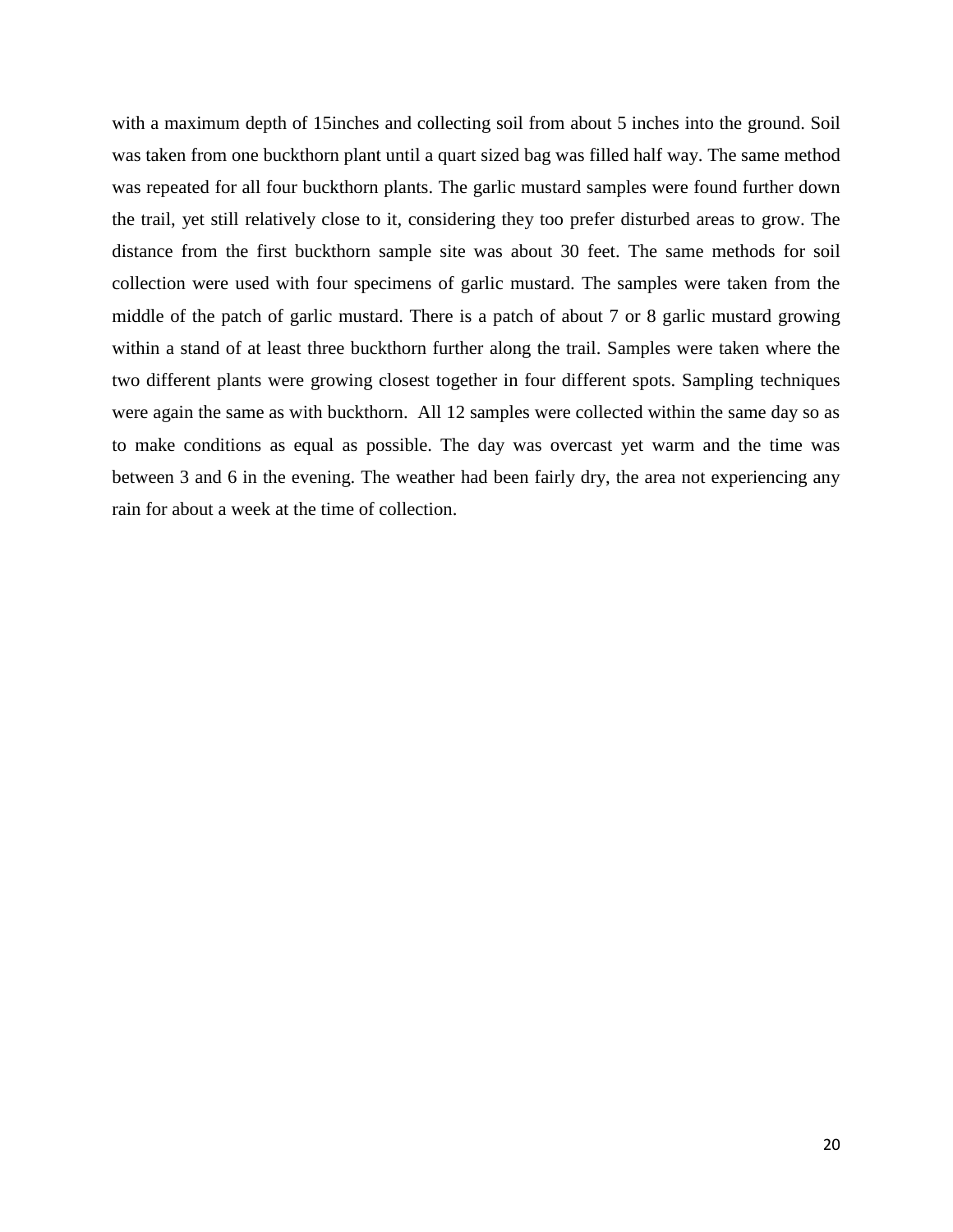with a maximum depth of 15inches and collecting soil from about 5 inches into the ground. Soil was taken from one buckthorn plant until a quart sized bag was filled half way. The same method was repeated for all four buckthorn plants. The garlic mustard samples were found further down the trail, yet still relatively close to it, considering they too prefer disturbed areas to grow. The distance from the first buckthorn sample site was about 30 feet. The same methods for soil collection were used with four specimens of garlic mustard. The samples were taken from the middle of the patch of garlic mustard. There is a patch of about 7 or 8 garlic mustard growing within a stand of at least three buckthorn further along the trail. Samples were taken where the two different plants were growing closest together in four different spots. Sampling techniques were again the same as with buckthorn.  All 12 samples were collected within the same day so as to make conditions as equal as possible. The day was overcast yet warm and the time was between 3 and 6 in the evening. The weather had been fairly dry, the area not experiencing any rain for about a week at the time of collection.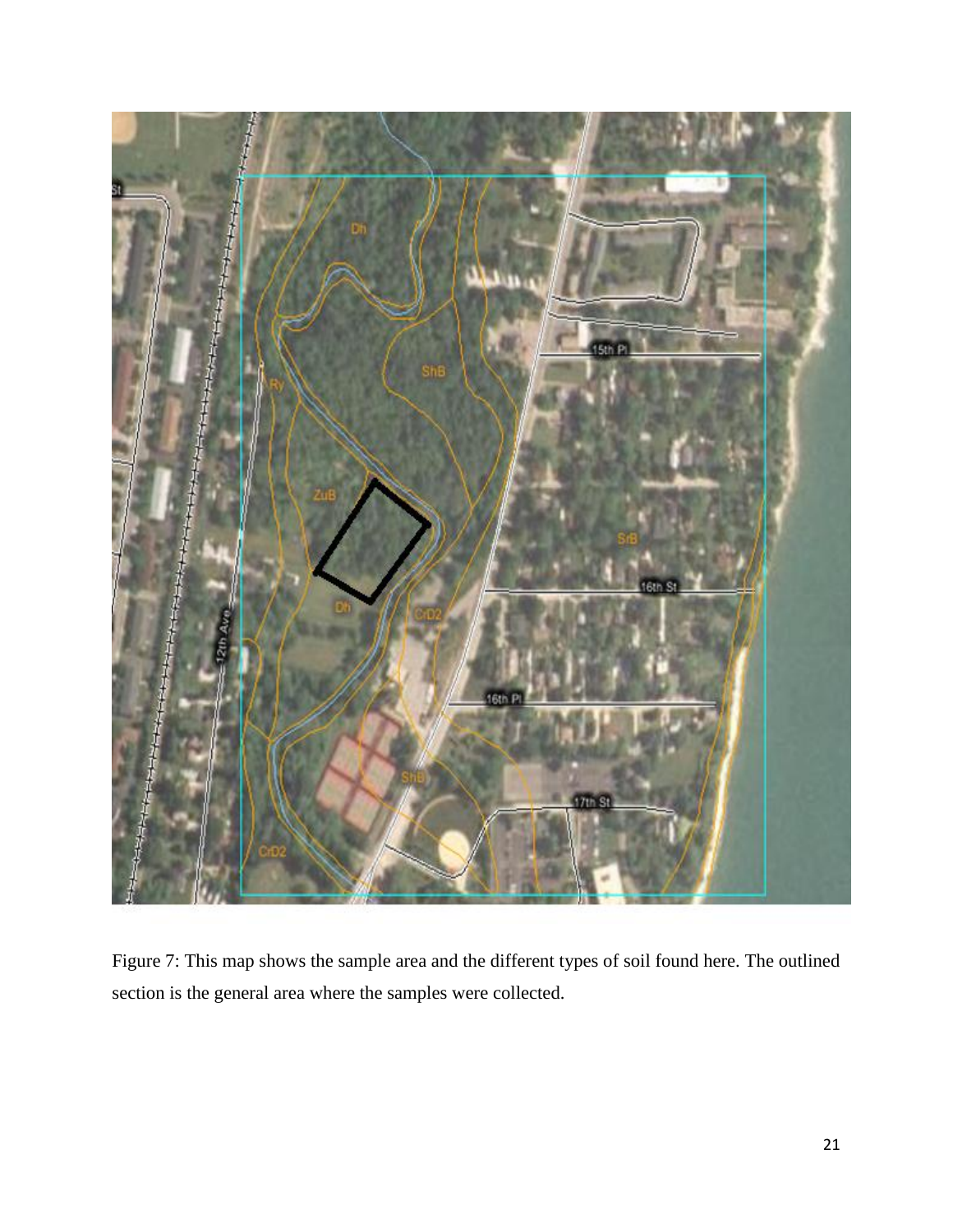Figure 7: This map shows the sample area and the different types of soil found here. The outlined section is the general area where the samples were collected.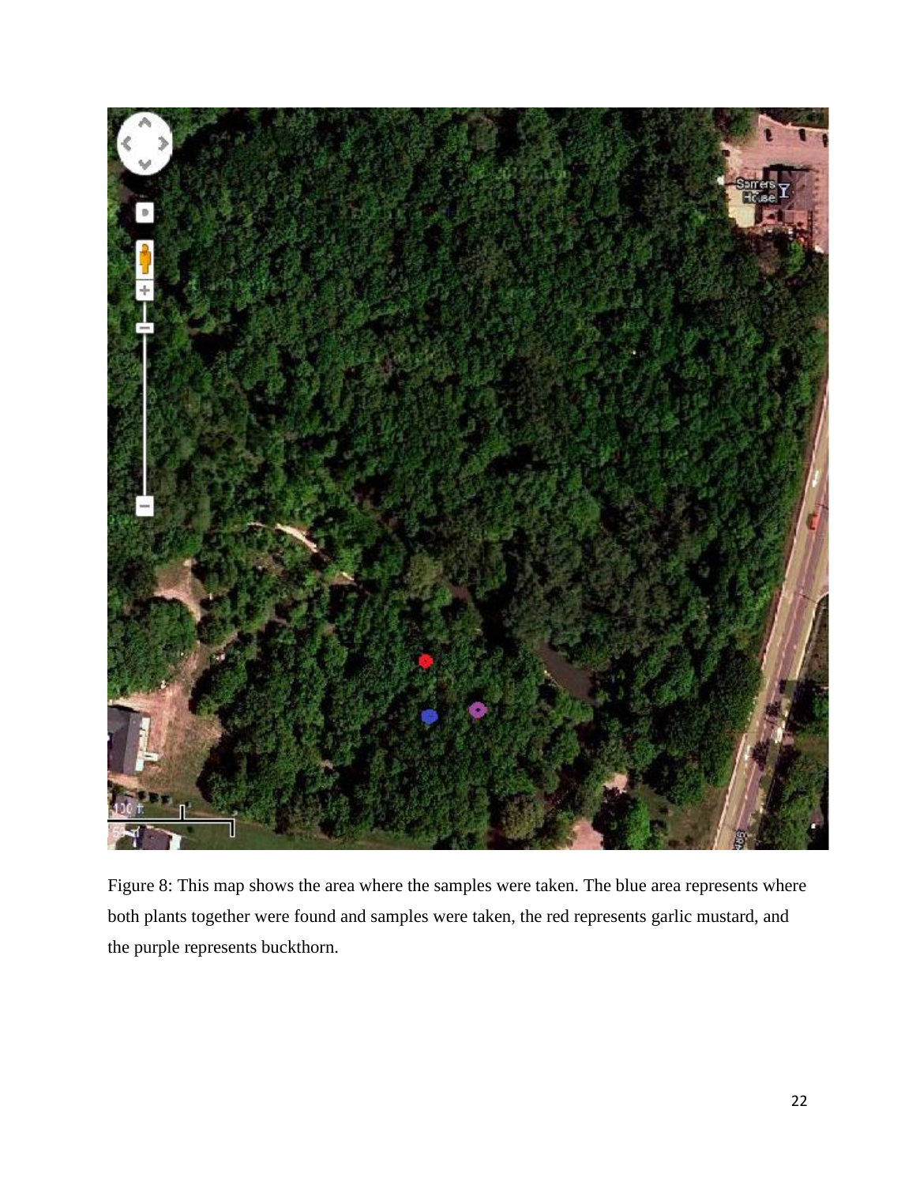Figure 8: This map shows the area where the samples were taken. The blue area represents where both plants together were found and samples were taken, the red represents garlic mustard, and the purple represents buckthorn.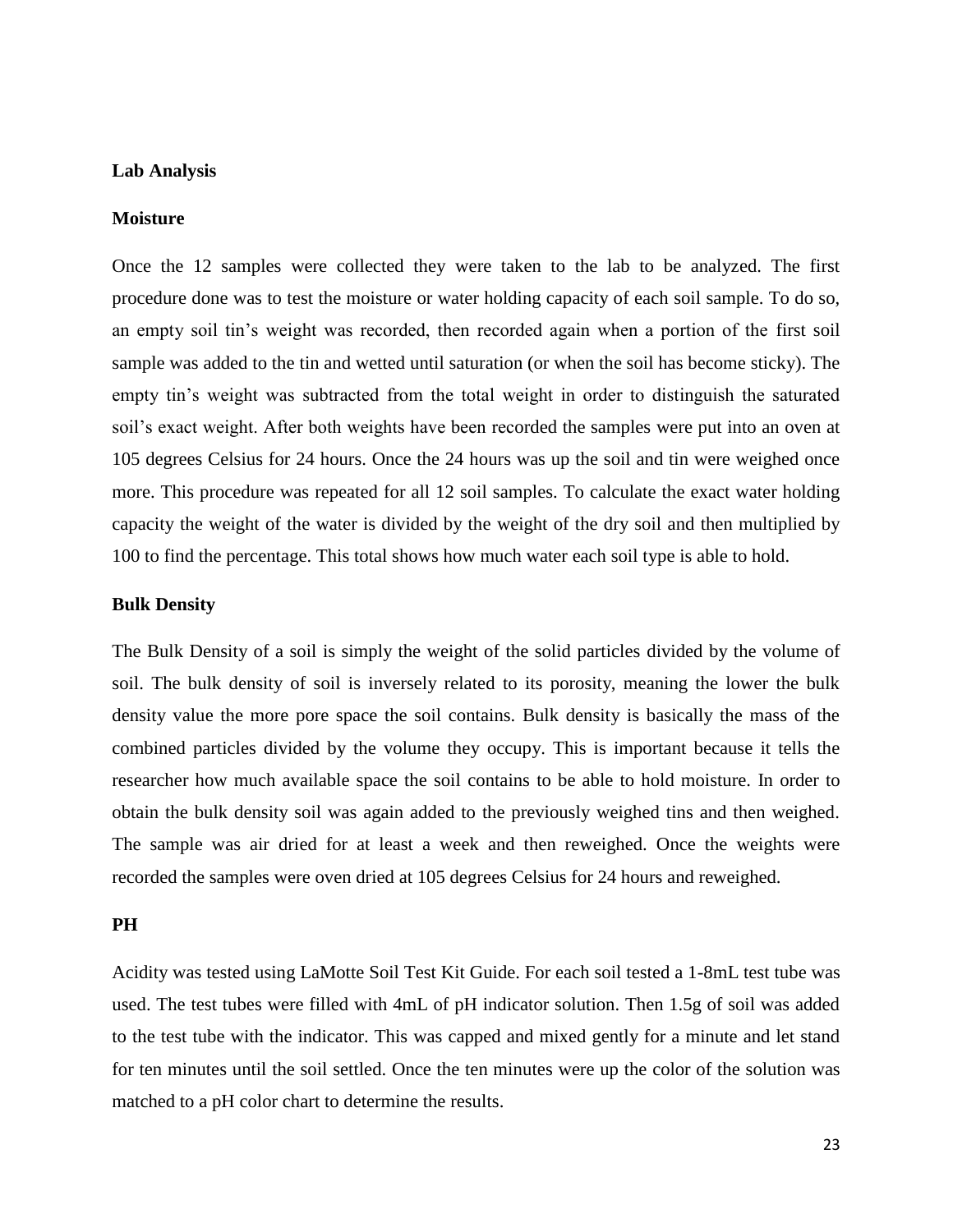**Lab Analysis**

**Moisture**

Once the 12 samples were collected they were taken to the lab to be analyzed. The first procedure done was to test the moisture or water holding capacity of each soil sample. To do so, an empty soil tin's weight was recorded, then recorded again when a portion of the first soil sample was added to the tin and wetted until saturation (or when the soil has become sticky). The empty tin's weight was subtracted from the total weight in order to distinguish the saturated soil's exact weight. After both weights have been recorded the samples were put into an oven at 105 degrees Celsius for 24 hours. Once the 24 hours was up the soil and tin were weighed once more. This procedure was repeated for all 12 soil samples. To calculate the exact water holding capacity the weight of the water is divided by the weight of the dry soil and then multiplied by 100 to find the percentage. This total shows how much water each soil type is able to hold.

**Bulk Density**

The Bulk Density of a soil is simply the weight of the solid particles divided by the volume of soil. The bulk density of soil is inversely related to its porosity, meaning the lower the bulk density value the more pore space the soil contains. Bulk density is basically the mass of the combined particles divided by the volume they occupy. This is important because it tells the researcher how much available space the soil contains to be able to hold moisture. In order to obtain the bulk density soil was again added to the previously weighed tins and then weighed. The sample was air dried for at least a week and then reweighed. Once the weights were recorded the samples were oven dried at 105 degrees Celsius for 24 hours and reweighed.

**PH**

Acidity was tested using LaMotte Soil Test Kit Guide. For each soil tested a 1-8mL test tube was used. The test tubes were filled with 4mL of pH indicator solution. Then 1.5g of soil was added to the test tube with the indicator. This was capped and mixed gently for a minute and let stand for ten minutes until the soil settled. Once the ten minutes were up the color of the solution was matched to a pH color chart to determine the results.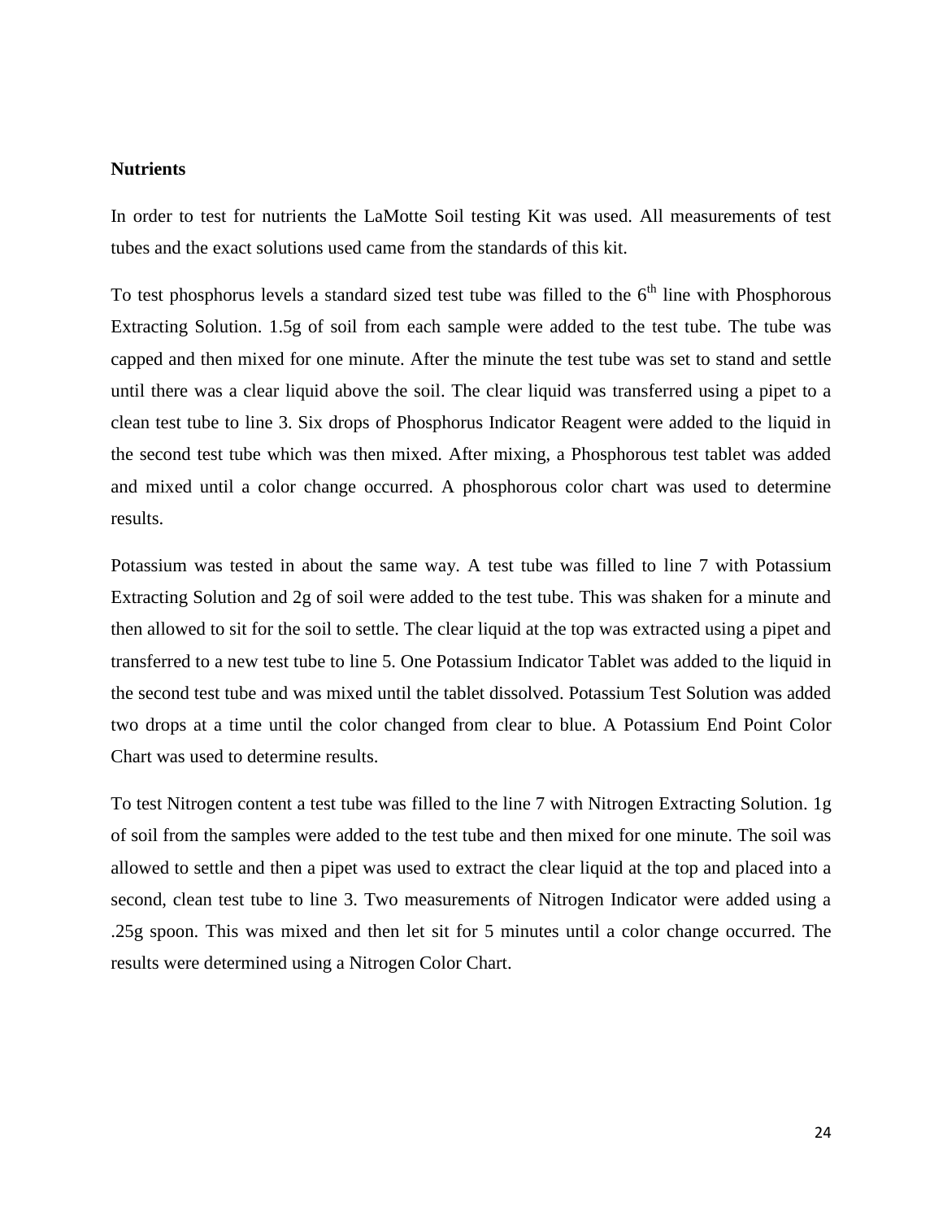**Nutrients**

In order to test for nutrients the LaMotte Soil testing Kit was used. All measurements of test tubes and the exact solutions used came from the standards of this kit.

To test phosphorus levels a standard sized test tube was filled to the 6th line with Phosphorous Extracting Solution. 1.5g of soil from each sample were added to the test tube. The tube was capped and then mixed for one minute. After the minute the test tube was set to stand and settle until there was a clear liquid above the soil. The clear liquid was transferred using a pipet to a clean test tube to line 3. Six drops of Phosphorus Indicator Reagent were added to the liquid in the second test tube which was then mixed. After mixing, a Phosphorous test tablet was added and mixed until a color change occurred. A phosphorous color chart was used to determine results.

Potassium was tested in about the same way. A test tube was filled to line 7 with Potassium Extracting Solution and 2g of soil were added to the test tube. This was shaken for a minute and then allowed to sit for the soil to settle. The clear liquid at the top was extracted using a pipet and transferred to a new test tube to line 5. One Potassium Indicator Tablet was added to the liquid in the second test tube and was mixed until the tablet dissolved. Potassium Test Solution was added two drops at a time until the color changed from clear to blue. A Potassium End Point Color Chart was used to determine results.

To test Nitrogen content a test tube was filled to the line 7 with Nitrogen Extracting Solution. 1g of soil from the samples were added to the test tube and then mixed for one minute. The soil was allowed to settle and then a pipet was used to extract the clear liquid at the top and placed into a second, clean test tube to line 3. Two measurements of Nitrogen Indicator were added using a .25g spoon. This was mixed and then let sit for 5 minutes until a color change occurred. The results were determined using a Nitrogen Color Chart.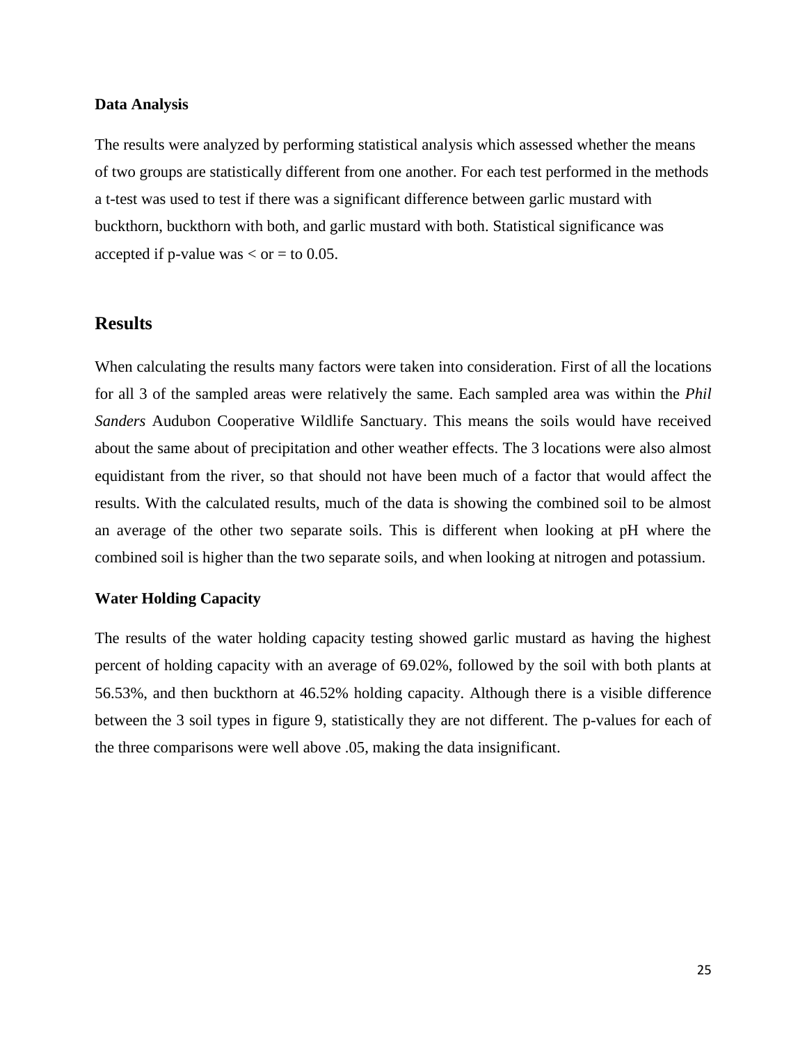### Data Analysis

The results were analyzed by performing statistical analysis which assessed whether the means of two groups are statistically different from one another. For each test performed in the methods a t-test was used to test if there was a significant difference between garlic mustard with buckthorn, buckthorn with both, and garlic mustard with both. Statistical significance was accepted if p-value was < or = to 0.05.

## Results

When calculating the results many factors were taken into consideration. First of all the locations for all 3 of the sampled areas were relatively the same. Each sampled area was within the *Phil Sanders* Audubon Cooperative Wildlife Sanctuary. This means the soils would have received about the same about of precipitation and other weather effects. The 3 locations were also almost equidistant from the river, so that should not have been much of a factor that would affect the results. With the calculated results, much of the data is showing the combined soil to be almost an average of the other two separate soils. This is different when looking at pH where the combined soil is higher than the two separate soils, and when looking at nitrogen and potassium.

### Water Holding Capacity

The results of the water holding capacity testing showed garlic mustard as having the highest percent of holding capacity with an average of 69.02%, followed by the soil with both plants at 56.53%, and then buckthorn at 46.52% holding capacity. Although there is a visible difference between the 3 soil types in figure 9, statistically they are not different. The p-values for each of the three comparisons were well above .05, making the data insignificant.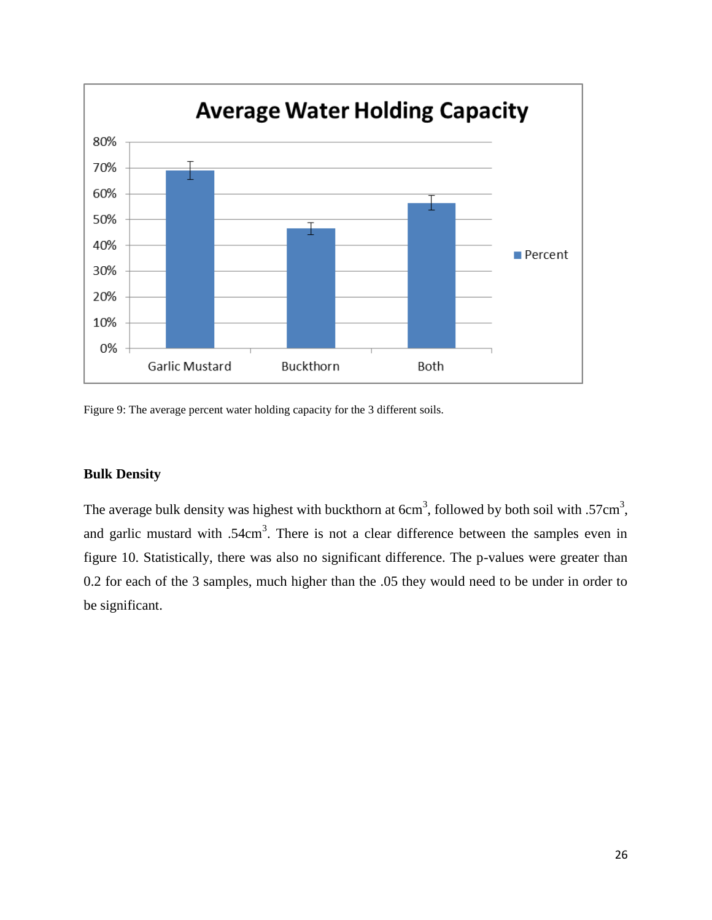Figure 9: The average percent water holding capacity for the 3 different soils.

### Bulk Density

The average bulk density was highest with buckthorn at 6cm$^3$, followed by both soil with .57cm$^3$, and garlic mustard with .54cm$^3$. There is not a clear difference between the samples even in figure 10. Statistically, there was also no significant difference. The p-values were greater than 0.2 for each of the 3 samples, much higher than the .05 they would need to be under in order to be significant.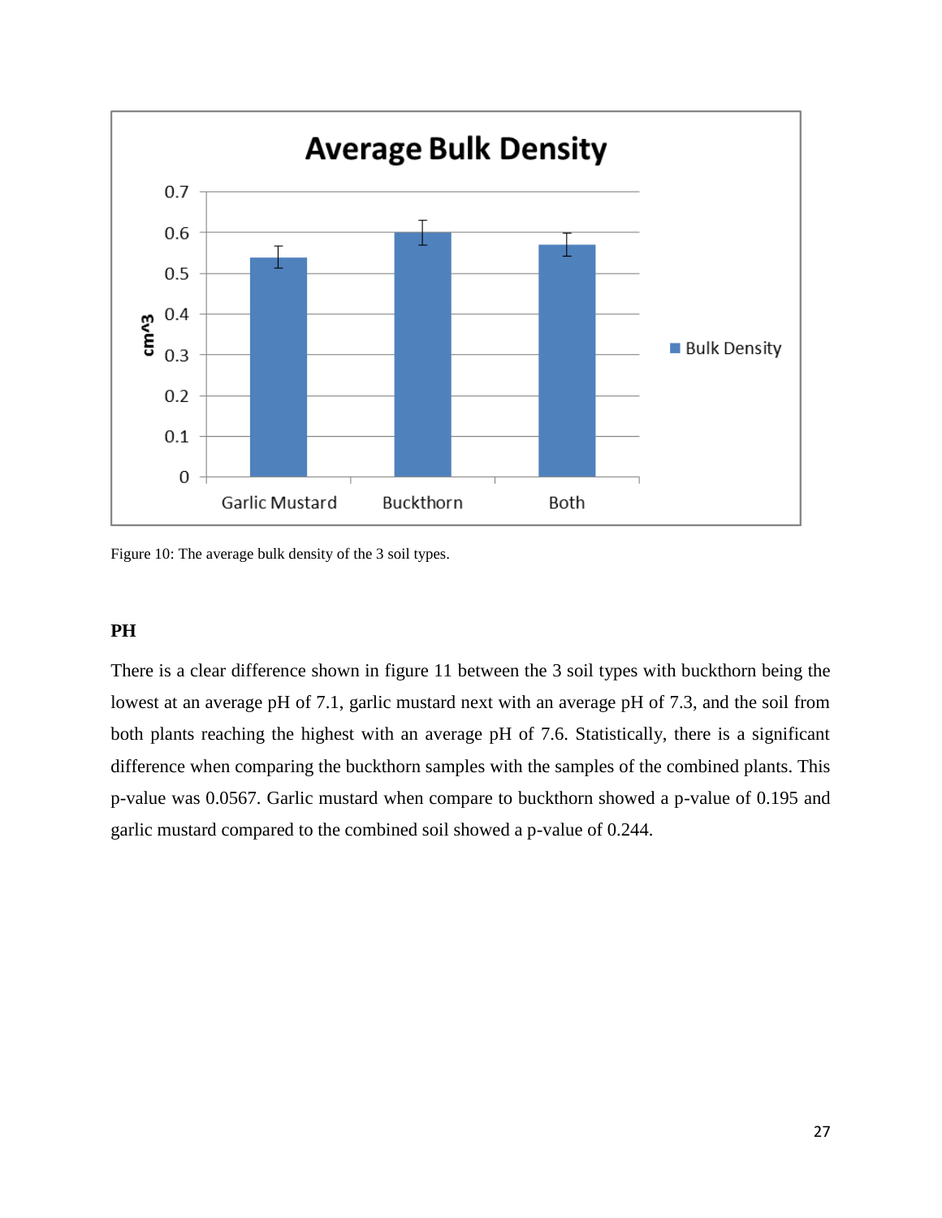Figure 10: The average bulk density of the 3 soil types.

## PH

There is a clear difference shown in figure 11 between the 3 soil types with buckthorn being the lowest at an average pH of 7.1, garlic mustard next with an average pH of 7.3, and the soil from both plants reaching the highest with an average pH of 7.6. Statistically, there is a significant difference when comparing the buckthorn samples with the samples of the combined plants. This p-value was 0.0567. Garlic mustard when compare to buckthorn showed a p-value of 0.195 and garlic mustard compared to the combined soil showed a p-value of 0.244.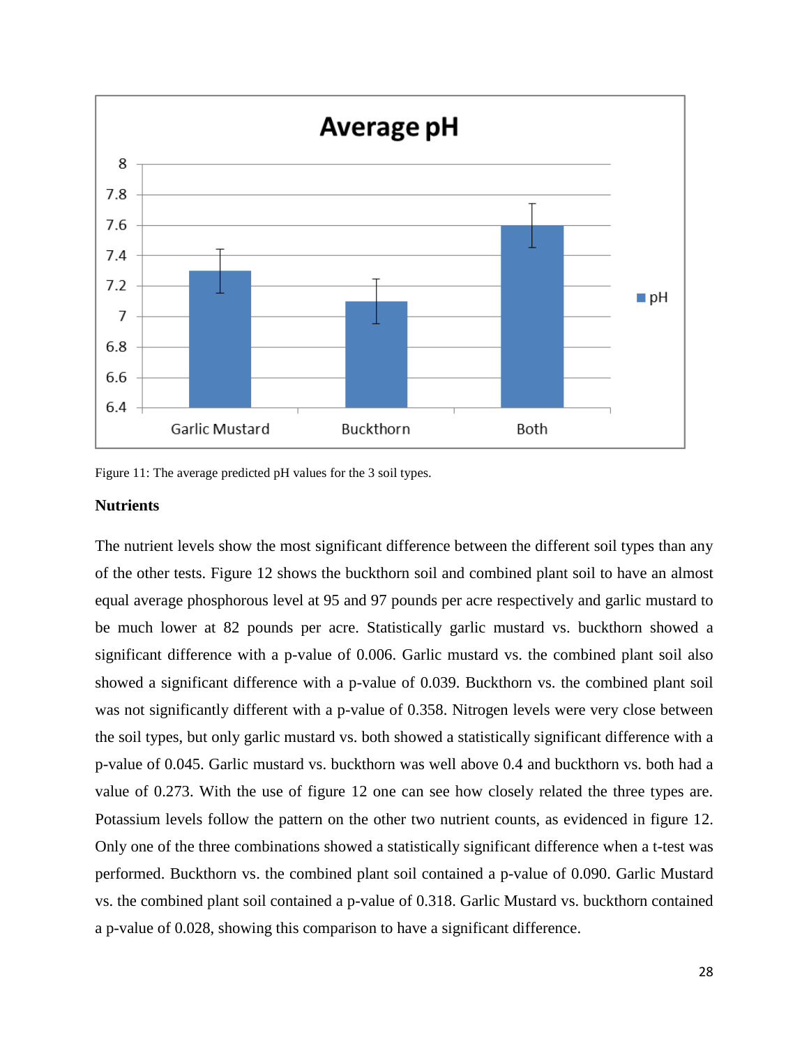Figure 11: The average predicted pH values for the 3 soil types.

**Nutrients**

The nutrient levels show the most significant difference between the different soil types than any of the other tests. Figure 12 shows the buckthorn soil and combined plant soil to have an almost equal average phosphorous level at 95 and 97 pounds per acre respectively and garlic mustard to be much lower at 82 pounds per acre. Statistically garlic mustard vs. buckthorn showed a significant difference with a p-value of 0.006. Garlic mustard vs. the combined plant soil also showed a significant difference with a p-value of 0.039. Buckthorn vs. the combined plant soil was not significantly different with a p-value of 0.358. Nitrogen levels were very close between the soil types, but only garlic mustard vs. both showed a statistically significant difference with a p-value of 0.045. Garlic mustard vs. buckthorn was well above 0.4 and buckthorn vs. both had a value of 0.273. With the use of figure 12 one can see how closely related the three types are. Potassium levels follow the pattern on the other two nutrient counts, as evidenced in figure 12. Only one of the three combinations showed a statistically significant difference when a t-test was performed. Buckthorn vs. the combined plant soil contained a p-value of 0.090. Garlic Mustard vs. the combined plant soil contained a p-value of 0.318. Garlic Mustard vs. buckthorn contained a p-value of 0.028, showing this comparison to have a significant difference.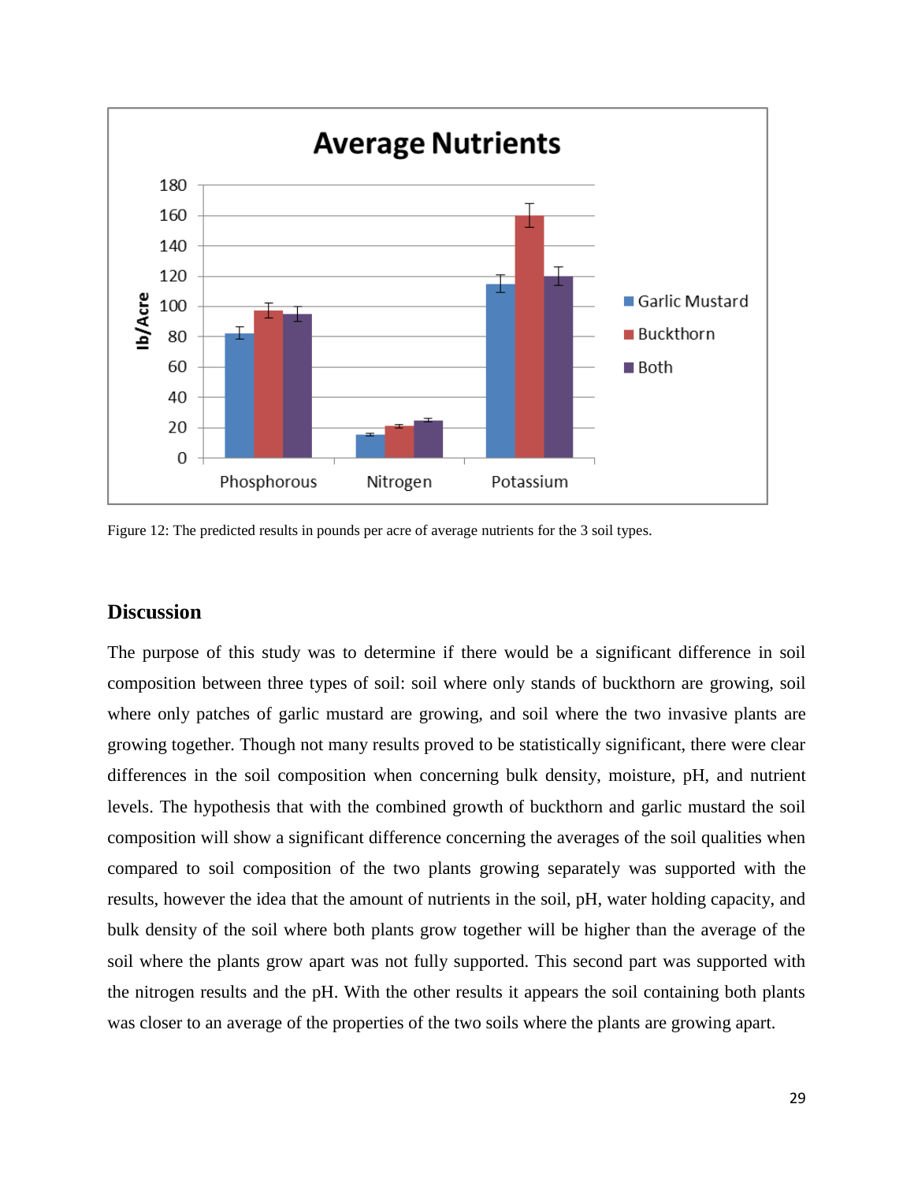Figure 12: The predicted results in pounds per acre of average nutrients for the 3 soil types.

## Discussion

The purpose of this study was to determine if there would be a significant difference in soil composition between three types of soil: soil where only stands of buckthorn are growing, soil where only patches of garlic mustard are growing, and soil where the two invasive plants are growing together. Though not many results proved to be statistically significant, there were clear differences in the soil composition when concerning bulk density, moisture, pH, and nutrient levels. The hypothesis that with the combined growth of buckthorn and garlic mustard the soil composition will show a significant difference concerning the averages of the soil qualities when compared to soil composition of the two plants growing separately was supported with the results, however the idea that the amount of nutrients in the soil, pH, water holding capacity, and bulk density of the soil where both plants grow together will be higher than the average of the soil where the plants grow apart was not fully supported. This second part was supported with the nitrogen results and the pH. With the other results it appears the soil containing both plants was closer to an average of the properties of the two soils where the plants are growing apart.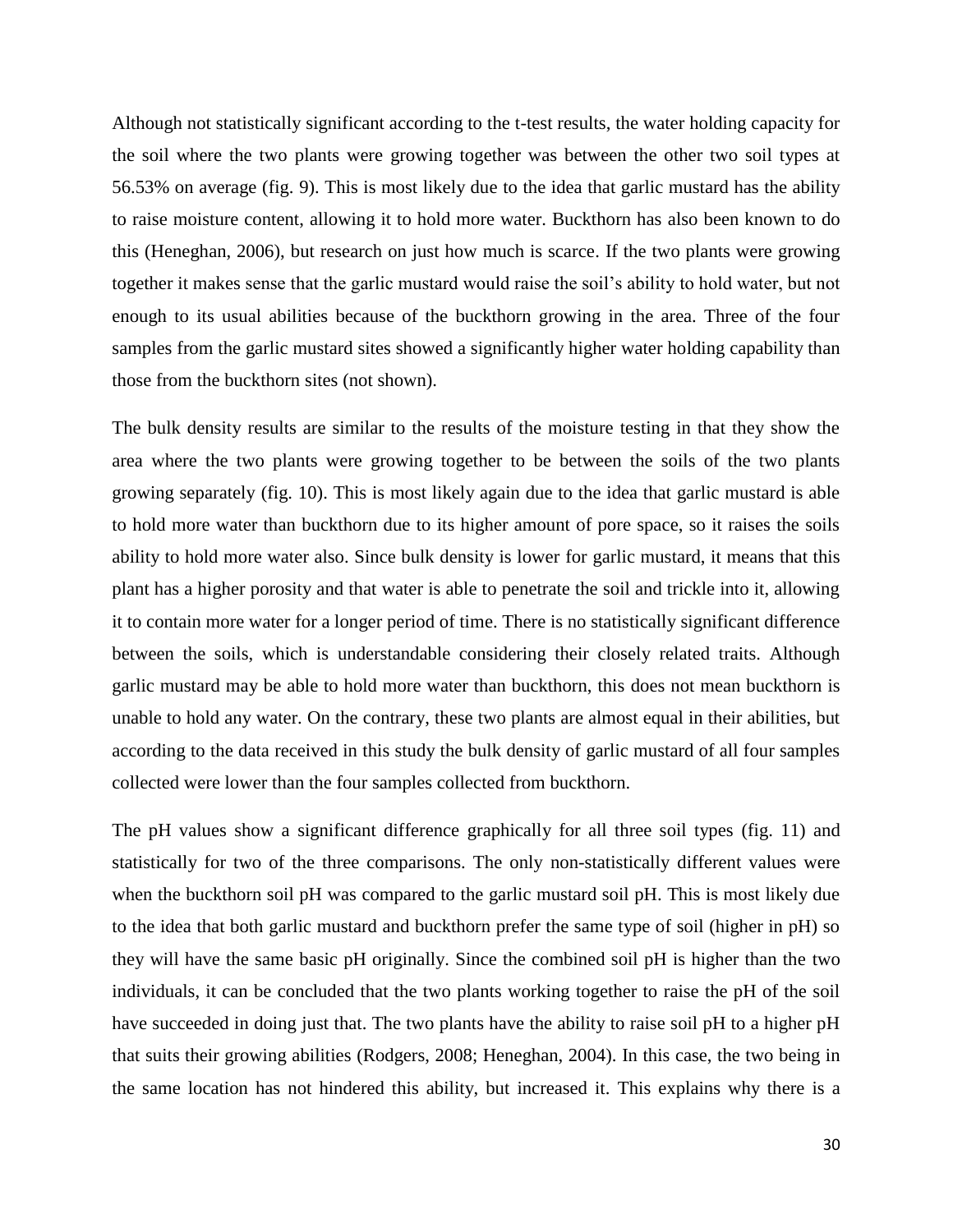Although not statistically significant according to the t-test results, the water holding capacity for the soil where the two plants were growing together was between the other two soil types at 56.53% on average (fig. 9). This is most likely due to the idea that garlic mustard has the ability to raise moisture content, allowing it to hold more water. Buckthorn has also been known to do this (Heneghan, 2006), but research on just how much is scarce. If the two plants were growing together it makes sense that the garlic mustard would raise the soil's ability to hold water, but not enough to its usual abilities because of the buckthorn growing in the area. Three of the four samples from the garlic mustard sites showed a significantly higher water holding capability than those from the buckthorn sites (not shown).

The bulk density results are similar to the results of the moisture testing in that they show the area where the two plants were growing together to be between the soils of the two plants growing separately (fig. 10). This is most likely again due to the idea that garlic mustard is able to hold more water than buckthorn due to its higher amount of pore space, so it raises the soils ability to hold more water also. Since bulk density is lower for garlic mustard, it means that this plant has a higher porosity and that water is able to penetrate the soil and trickle into it, allowing it to contain more water for a longer period of time. There is no statistically significant difference between the soils, which is understandable considering their closely related traits. Although garlic mustard may be able to hold more water than buckthorn, this does not mean buckthorn is unable to hold any water. On the contrary, these two plants are almost equal in their abilities, but according to the data received in this study the bulk density of garlic mustard of all four samples collected were lower than the four samples collected from buckthorn.

The pH values show a significant difference graphically for all three soil types (fig. 11) and statistically for two of the three comparisons. The only non-statistically different values were when the buckthorn soil pH was compared to the garlic mustard soil pH. This is most likely due to the idea that both garlic mustard and buckthorn prefer the same type of soil (higher in pH) so they will have the same basic pH originally. Since the combined soil pH is higher than the two individuals, it can be concluded that the two plants working together to raise the pH of the soil have succeeded in doing just that. The two plants have the ability to raise soil pH to a higher pH that suits their growing abilities (Rodgers, 2008; Heneghan, 2004). In this case, the two being in the same location has not hindered this ability, but increased it. This explains why there is a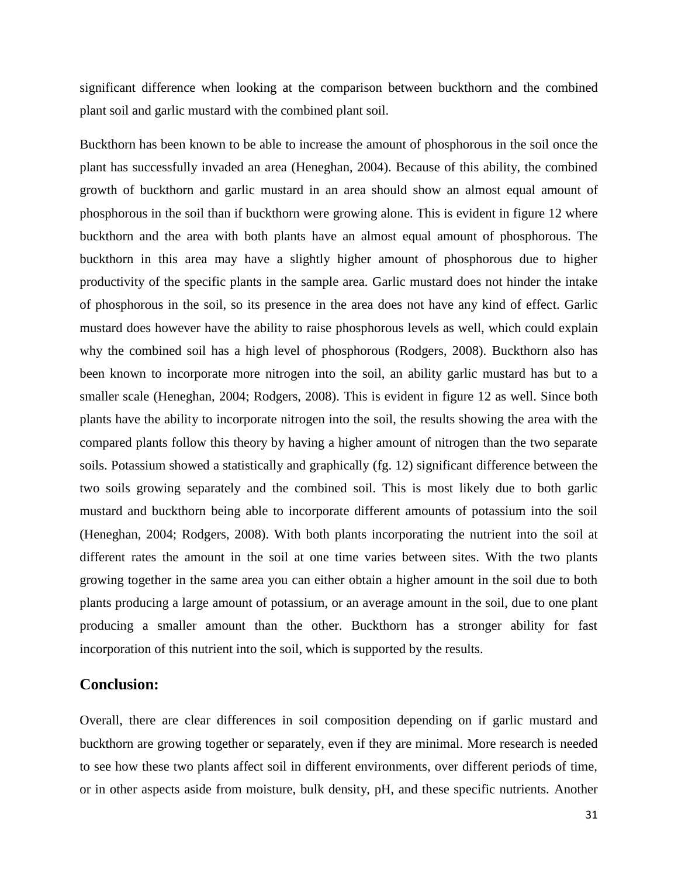significant difference when looking at the comparison between buckthorn and the combined plant soil and garlic mustard with the combined plant soil.

Buckthorn has been known to be able to increase the amount of phosphorous in the soil once the plant has successfully invaded an area (Heneghan, 2004). Because of this ability, the combined growth of buckthorn and garlic mustard in an area should show an almost equal amount of phosphorous in the soil than if buckthorn were growing alone. This is evident in figure 12 where buckthorn and the area with both plants have an almost equal amount of phosphorous. The buckthorn in this area may have a slightly higher amount of phosphorous due to higher productivity of the specific plants in the sample area. Garlic mustard does not hinder the intake of phosphorous in the soil, so its presence in the area does not have any kind of effect. Garlic mustard does however have the ability to raise phosphorous levels as well, which could explain why the combined soil has a high level of phosphorous (Rodgers, 2008). Buckthorn also has been known to incorporate more nitrogen into the soil, an ability garlic mustard has but to a smaller scale (Heneghan, 2004; Rodgers, 2008). This is evident in figure 12 as well. Since both plants have the ability to incorporate nitrogen into the soil, the results showing the area with the compared plants follow this theory by having a higher amount of nitrogen than the two separate soils. Potassium showed a statistically and graphically (fg. 12) significant difference between the two soils growing separately and the combined soil. This is most likely due to both garlic mustard and buckthorn being able to incorporate different amounts of potassium into the soil (Heneghan, 2004; Rodgers, 2008). With both plants incorporating the nutrient into the soil at different rates the amount in the soil at one time varies between sites. With the two plants growing together in the same area you can either obtain a higher amount in the soil due to both plants producing a large amount of potassium, or an average amount in the soil, due to one plant producing a smaller amount than the other. Buckthorn has a stronger ability for fast incorporation of this nutrient into the soil, which is supported by the results.

## Conclusion:

Overall, there are clear differences in soil composition depending on if garlic mustard and buckthorn are growing together or separately, even if they are minimal. More research is needed to see how these two plants affect soil in different environments, over different periods of time, or in other aspects aside from moisture, bulk density, pH, and these specific nutrients. Another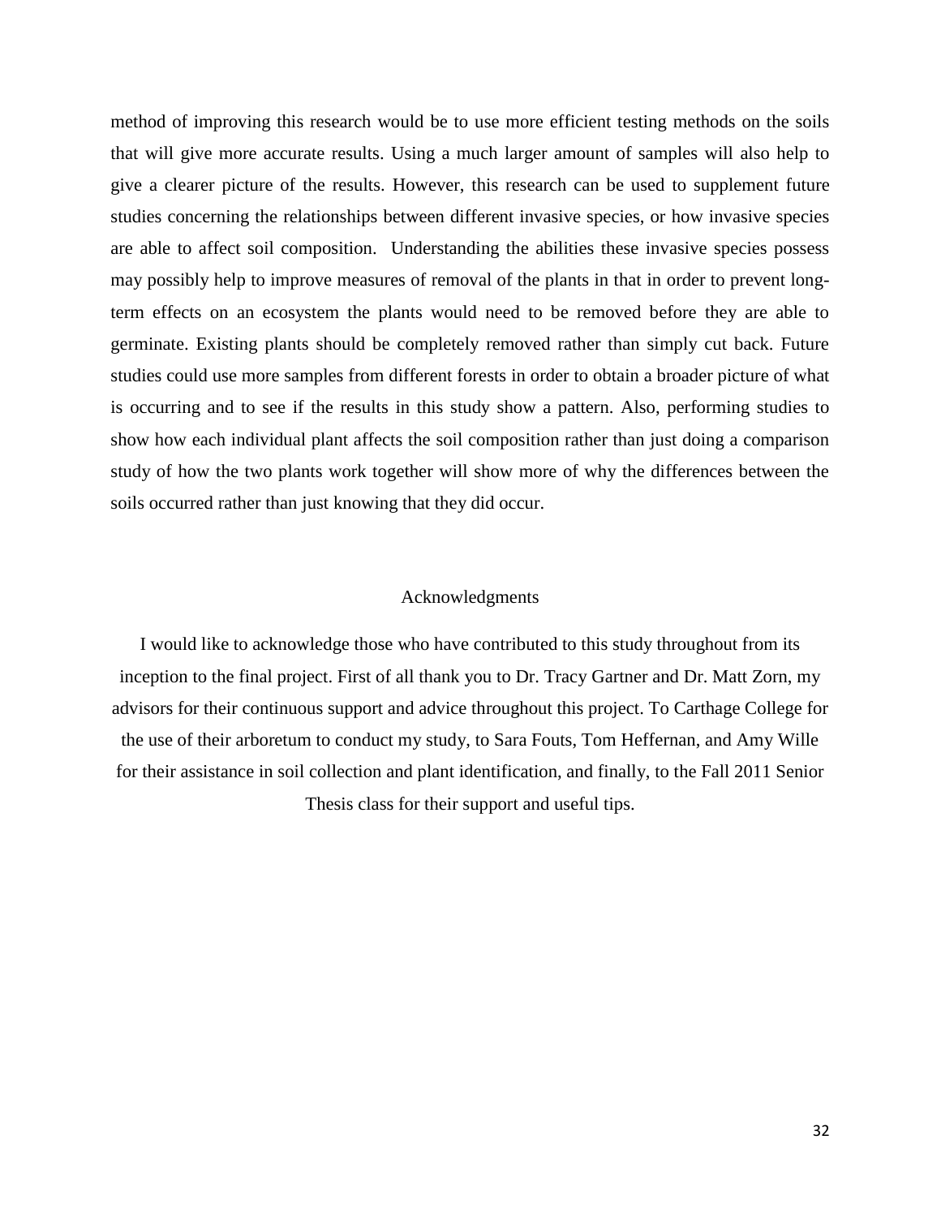method of improving this research would be to use more efficient testing methods on the soils that will give more accurate results. Using a much larger amount of samples will also help to give a clearer picture of the results. However, this research can be used to supplement future studies concerning the relationships between different invasive species, or how invasive species are able to affect soil composition.  Understanding the abilities these invasive species possess may possibly help to improve measures of removal of the plants in that in order to prevent long-term effects on an ecosystem the plants would need to be removed before they are able to germinate. Existing plants should be completely removed rather than simply cut back. Future studies could use more samples from different forests in order to obtain a broader picture of what is occurring and to see if the results in this study show a pattern. Also, performing studies to show how each individual plant affects the soil composition rather than just doing a comparison study of how the two plants work together will show more of why the differences between the soils occurred rather than just knowing that they did occur.

## Acknowledgments

I would like to acknowledge those who have contributed to this study throughout from its inception to the final project. First of all thank you to Dr. Tracy Gartner and Dr. Matt Zorn, my advisors for their continuous support and advice throughout this project. To Carthage College for the use of their arboretum to conduct my study, to Sara Fouts, Tom Heffernan, and Amy Wille for their assistance in soil collection and plant identification, and finally, to the Fall 2011 Senior Thesis class for their support and useful tips.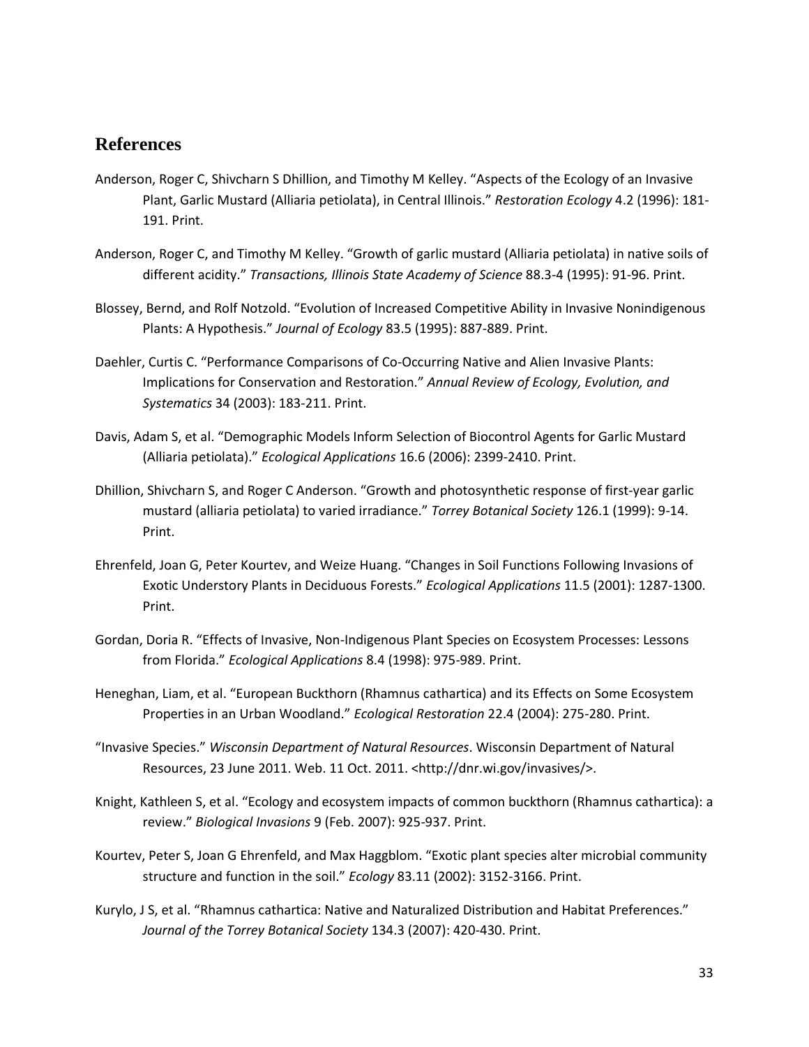## References

Anderson, Roger C, Shivcharn S Dhillion, and Timothy M Kelley. "Aspects of the Ecology of an Invasive Plant, Garlic Mustard (Alliaria petiolata), in Central Illinois." *Restoration Ecology* 4.2 (1996): 181-191. Print.

Anderson, Roger C, and Timothy M Kelley. "Growth of garlic mustard (Alliaria petiolata) in native soils of different acidity." *Transactions, Illinois State Academy of Science* 88.3-4 (1995): 91-96. Print.

Blossey, Bernd, and Rolf Notzold. "Evolution of Increased Competitive Ability in Invasive Nonindigenous Plants: A Hypothesis." *Journal of Ecology* 83.5 (1995): 887-889. Print.

Daehler, Curtis C. "Performance Comparisons of Co-Occurring Native and Alien Invasive Plants: Implications for Conservation and Restoration." *Annual Review of Ecology, Evolution, and Systematics* 34 (2003): 183-211. Print.

Davis, Adam S, et al. "Demographic Models Inform Selection of Biocontrol Agents for Garlic Mustard (Alliaria petiolata)." *Ecological Applications* 16.6 (2006): 2399-2410. Print.

Dhillion, Shivcharn S, and Roger C Anderson. "Growth and photosynthetic response of first-year garlic mustard (alliaria petiolata) to varied irradiance." *Torrey Botanical Society* 126.1 (1999): 9-14. Print.

Ehrenfeld, Joan G, Peter Kourtev, and Weize Huang. "Changes in Soil Functions Following Invasions of Exotic Understory Plants in Deciduous Forests." *Ecological Applications* 11.5 (2001): 1287-1300. Print.

Gordan, Doria R. "Effects of Invasive, Non-Indigenous Plant Species on Ecosystem Processes: Lessons from Florida." *Ecological Applications* 8.4 (1998): 975-989. Print.

Heneghan, Liam, et al. "European Buckthorn (Rhamnus cathartica) and its Effects on Some Ecosystem Properties in an Urban Woodland." *Ecological Restoration* 22.4 (2004): 275-280. Print.

"Invasive Species." *Wisconsin Department of Natural Resources*. Wisconsin Department of Natural Resources, 23 June 2011. Web. 11 Oct. 2011. <http://dnr.wi.gov/invasives/>.

Knight, Kathleen S, et al. "Ecology and ecosystem impacts of common buckthorn (Rhamnus cathartica): a review." *Biological Invasions* 9 (Feb. 2007): 925-937. Print.

Kourtev, Peter S, Joan G Ehrenfeld, and Max Haggblom. "Exotic plant species alter microbial community structure and function in the soil." *Ecology* 83.11 (2002): 3152-3166. Print.

Kurylo, J S, et al. "Rhamnus cathartica: Native and Naturalized Distribution and Habitat Preferences." *Journal of the Torrey Botanical Society* 134.3 (2007): 420-430. Print.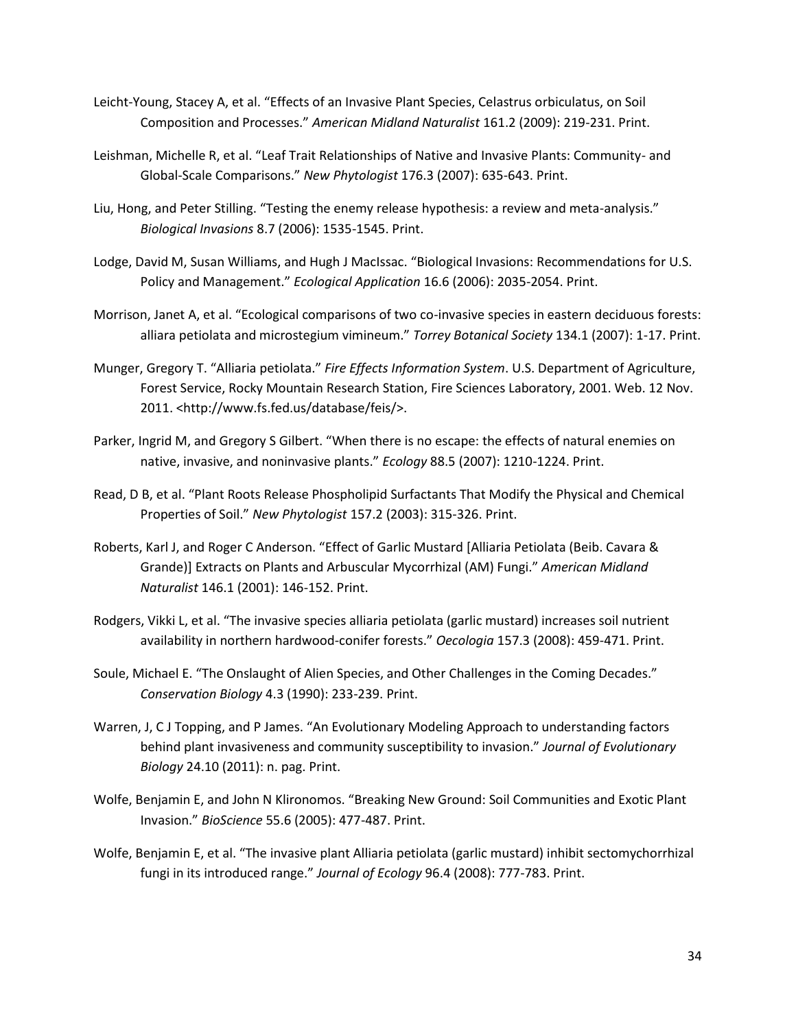Leicht-Young, Stacey A, et al. "Effects of an Invasive Plant Species, Celastrus orbiculatus, on Soil Composition and Processes." *American Midland Naturalist* 161.2 (2009): 219-231. Print.

Leishman, Michelle R, et al. "Leaf Trait Relationships of Native and Invasive Plants: Community- and Global-Scale Comparisons." *New Phytologist* 176.3 (2007): 635-643. Print.

Liu, Hong, and Peter Stilling. "Testing the enemy release hypothesis: a review and meta-analysis." *Biological Invasions* 8.7 (2006): 1535-1545. Print.

Lodge, David M, Susan Williams, and Hugh J MacIssac. "Biological Invasions: Recommendations for U.S. Policy and Management." *Ecological Application* 16.6 (2006): 2035-2054. Print.

Morrison, Janet A, et al. "Ecological comparisons of two co-invasive species in eastern deciduous forests: alliara petiolata and microstegium vimineum." *Torrey Botanical Society* 134.1 (2007): 1-17. Print.

Munger, Gregory T. "Alliaria petiolata." *Fire Effects Information System*. U.S. Department of Agriculture, Forest Service, Rocky Mountain Research Station, Fire Sciences Laboratory, 2001. Web. 12 Nov. 2011. <http://www.fs.fed.us/database/feis/>.

Parker, Ingrid M, and Gregory S Gilbert. "When there is no escape: the effects of natural enemies on native, invasive, and noninvasive plants." *Ecology* 88.5 (2007): 1210-1224. Print.

Read, D B, et al. "Plant Roots Release Phospholipid Surfactants That Modify the Physical and Chemical Properties of Soil." *New Phytologist* 157.2 (2003): 315-326. Print.

Roberts, Karl J, and Roger C Anderson. "Effect of Garlic Mustard [Alliaria Petiolata (Beib. Cavara & Grande)] Extracts on Plants and Arbuscular Mycorrhizal (AM) Fungi." *American Midland Naturalist* 146.1 (2001): 146-152. Print.

Rodgers, Vikki L, et al. "The invasive species alliaria petiolata (garlic mustard) increases soil nutrient availability in northern hardwood-conifer forests." *Oecologia* 157.3 (2008): 459-471. Print.

Soule, Michael E. "The Onslaught of Alien Species, and Other Challenges in the Coming Decades." *Conservation Biology* 4.3 (1990): 233-239. Print.

Warren, J, C J Topping, and P James. "An Evolutionary Modeling Approach to understanding factors behind plant invasiveness and community susceptibility to invasion." *Journal of Evolutionary Biology* 24.10 (2011): n. pag. Print.

Wolfe, Benjamin E, and John N Klironomos. "Breaking New Ground: Soil Communities and Exotic Plant Invasion." *BioScience* 55.6 (2005): 477-487. Print.

Wolfe, Benjamin E, et al. "The invasive plant Alliaria petiolata (garlic mustard) inhibit sectomychorrhizal fungi in its introduced range." *Journal of Ecology* 96.4 (2008): 777-783. Print.